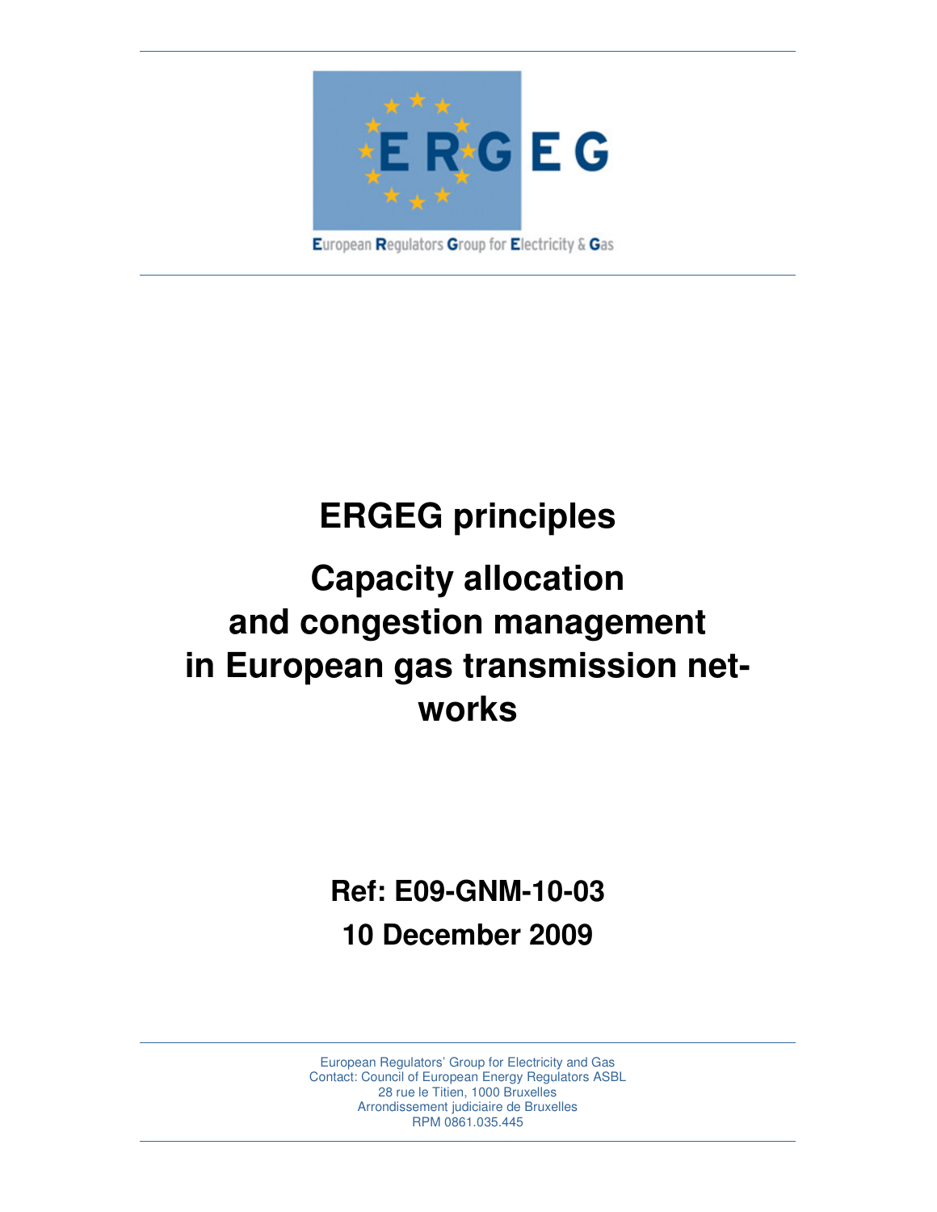European Regulators Group for Electricity & Gas

# ERGEG principles

# Capacity allocation and congestion management in European gas transmission networks

**Ref: E09-GNM-10-03**

**10 December 2009**

European Regulators' Group for Electricity and Gas
Contact: Council of European Energy Regulators ASBL
28 rue le Titien, 1000 Bruxelles
Arrondissement judiciaire de Bruxelles
RPM 0861.035.445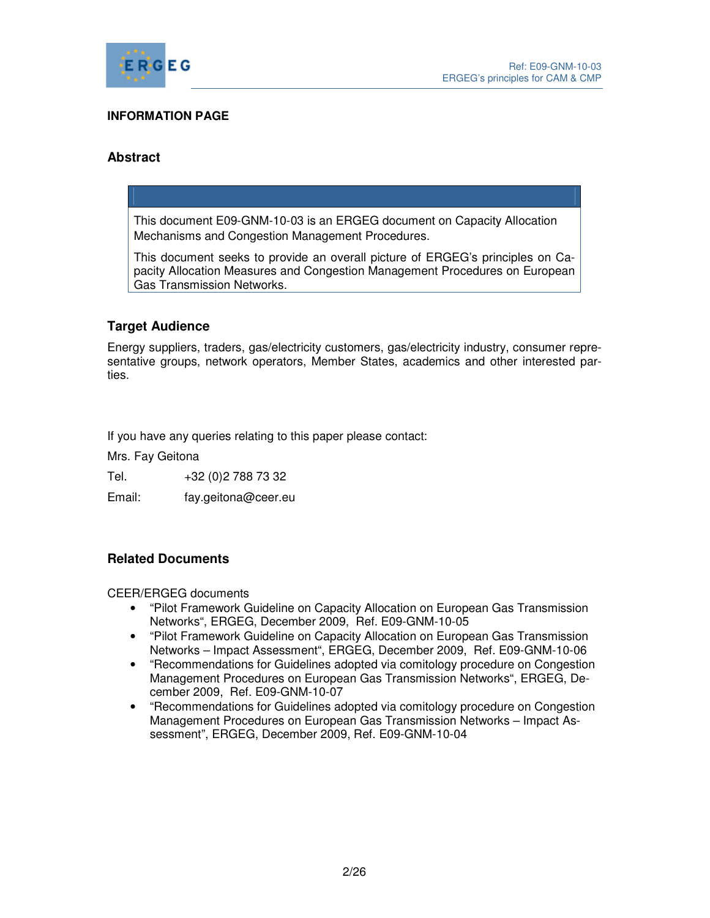**INFORMATION PAGE**

## Abstract

| |
|---|
| This document E09-GNM-10-03 is an ERGEG document on Capacity Allocation Mechanisms and Congestion Management Procedures.<br><br>This document seeks to provide an overall picture of ERGEG's principles on Capacity Allocation Measures and Congestion Management Procedures on European Gas Transmission Networks. |

## Target Audience

Energy suppliers, traders, gas/electricity customers, gas/electricity industry, consumer representative groups, network operators, Member States, academics and other interested parties.

If you have any queries relating to this paper please contact:

Mrs. Fay Geitona

Tel. +32 (0)2 788 73 32

Email: fay.geitona@ceer.eu

## Related Documents

CEER/ERGEG documents

- "Pilot Framework Guideline on Capacity Allocation on European Gas Transmission Networks", ERGEG, December 2009, Ref. E09-GNM-10-05
- "Pilot Framework Guideline on Capacity Allocation on European Gas Transmission Networks – Impact Assessment", ERGEG, December 2009, Ref. E09-GNM-10-06
- "Recommendations for Guidelines adopted via comitology procedure on Congestion Management Procedures on European Gas Transmission Networks", ERGEG, December 2009, Ref. E09-GNM-10-07
- "Recommendations for Guidelines adopted via comitology procedure on Congestion Management Procedures on European Gas Transmission Networks – Impact Assessment", ERGEG, December 2009, Ref. E09-GNM-10-04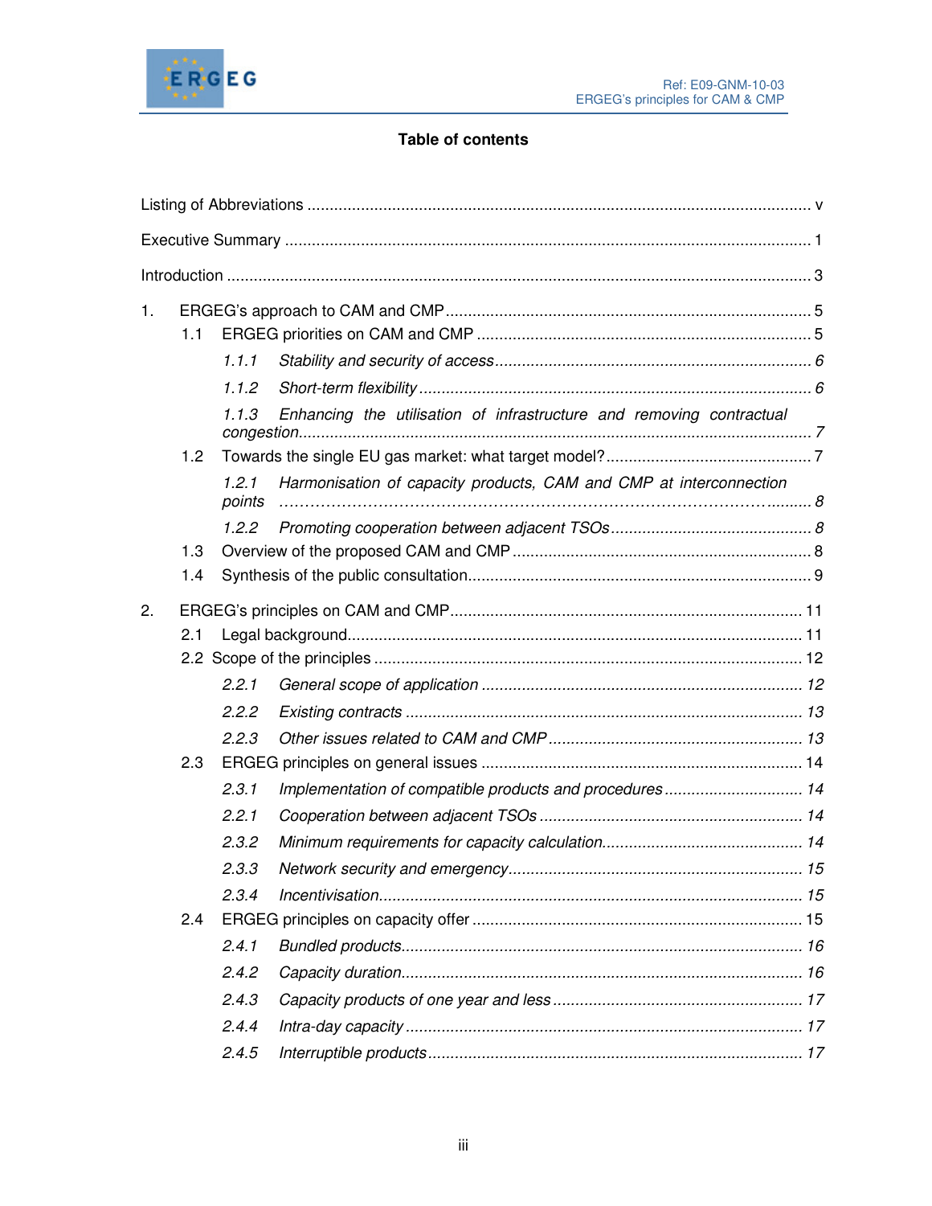## Table of contents

Listing of Abbreviations ........................................................................................................ v

Executive Summary ................................................................................................................ 1

Introduction ............................................................................................................................ 3

1. ERGEG's approach to CAM and CMP ............................................................................... 5
   - 1.1 ERGEG priorities on CAM and CMP ......................................................................... 5
     - *1.1.1 Stability and security of access* ........................................................................ 6
     - *1.1.2 Short-term flexibility* ........................................................................................ 6
     - *1.1.3 Enhancing the utilisation of infrastructure and removing contractual congestion* ....................................................................................................................... 7
   - 1.2 Towards the single EU gas market: what target model? ........................................... 7
     - *1.2.1 Harmonisation of capacity products, CAM and CMP at interconnection points* ........................................................................................................................ 8
     - *1.2.2 Promoting cooperation between adjacent TSOs* .............................................. 8
   - 1.3 Overview of the proposed CAM and CMP ................................................................. 8
   - 1.4 Synthesis of the public consultation .......................................................................... 9

2. ERGEG's principles on CAM and CMP ............................................................................ 11
   - 2.1 Legal background ..................................................................................................... 11
   - 2.2 Scope of the principles ............................................................................................. 12
     - *2.2.1 General scope of application* ......................................................................... 12
     - *2.2.2 Existing contracts* .......................................................................................... 13
     - *2.2.3 Other issues related to CAM and CMP* ......................................................... 13
   - 2.3 ERGEG principles on general issues ....................................................................... 14
     - *2.3.1 Implementation of compatible products and procedures* ............................... 14
     - *2.2.1 Cooperation between adjacent TSOs* ............................................................ 14
     - *2.3.2 Minimum requirements for capacity calculation* ............................................. 14
     - *2.3.3 Network security and emergency* .................................................................. 15
     - *2.3.4 Incentivisation* ................................................................................................ 15
   - 2.4 ERGEG principles on capacity offer ......................................................................... 15
     - *2.4.1 Bundled products* ........................................................................................... 16
     - *2.4.2 Capacity duration* ........................................................................................... 16
     - *2.4.3 Capacity products of one year and less* ........................................................ 17
     - *2.4.4 Intra-day capacity* .......................................................................................... 17
     - *2.4.5 Interruptible products* ..................................................................................... 17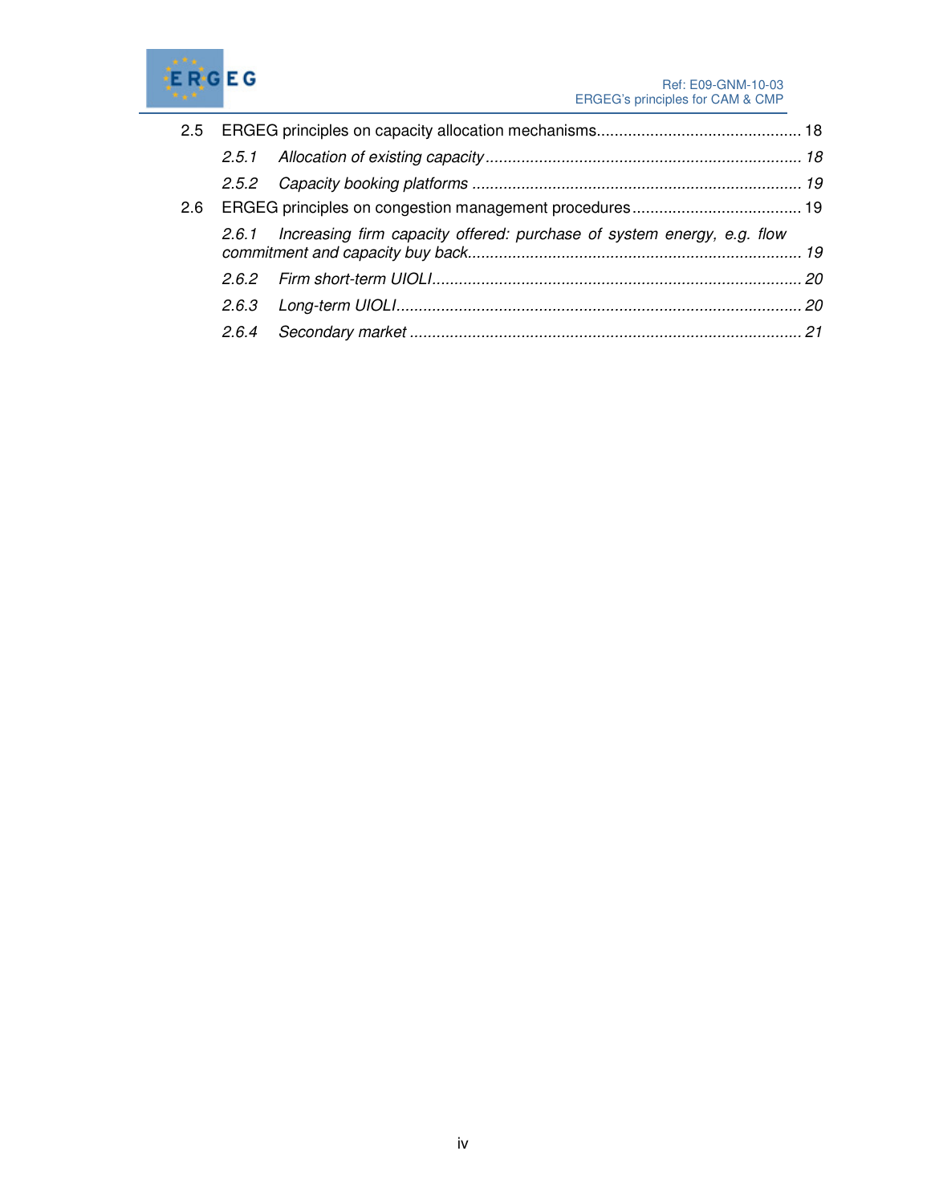2.5 ERGEG principles on capacity allocation mechanisms.............................................. 18

*2.5.1 Allocation of existing capacity....................................................................... 18*

*2.5.2 Capacity booking platforms .......................................................................... 19*

2.6 ERGEG principles on congestion management procedures...................................... 19

*2.6.1 Increasing firm capacity offered: purchase of system energy, e.g. flow commitment and capacity buy back.......................................................................... 19*

*2.6.2 Firm short-term UIOLI.................................................................................. 20*

*2.6.3 Long-term UIOLI.......................................................................................... 20*

*2.6.4 Secondary market ........................................................................................ 21*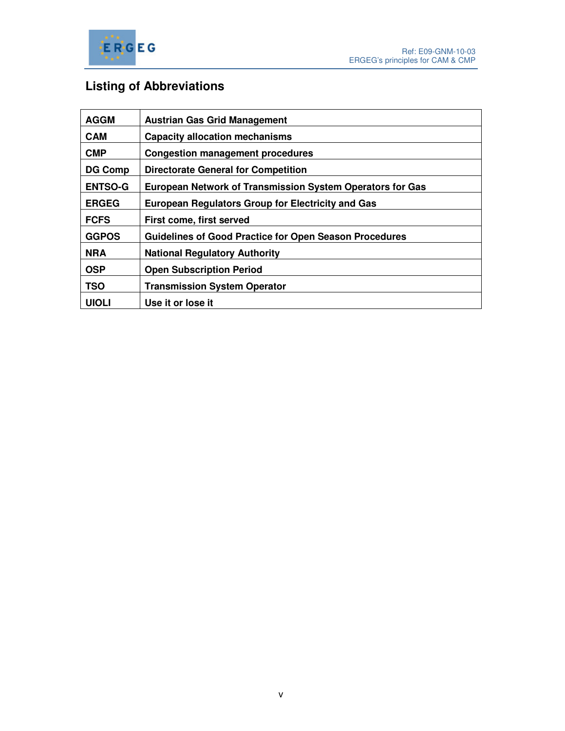## Listing of Abbreviations

| | |
|---|---|
| **AGGM** | **Austrian Gas Grid Management** |
| **CAM** | **Capacity allocation mechanisms** |
| **CMP** | **Congestion management procedures** |
| **DG Comp** | **Directorate General for Competition** |
| **ENTSO-G** | **European Network of Transmission System Operators for Gas** |
| **ERGEG** | **European Regulators Group for Electricity and Gas** |
| **FCFS** | **First come, first served** |
| **GGPOS** | **Guidelines of Good Practice for Open Season Procedures** |
| **NRA** | **National Regulatory Authority** |
| **OSP** | **Open Subscription Period** |
| **TSO** | **Transmission System Operator** |
| **UIOLI** | **Use it or lose it** |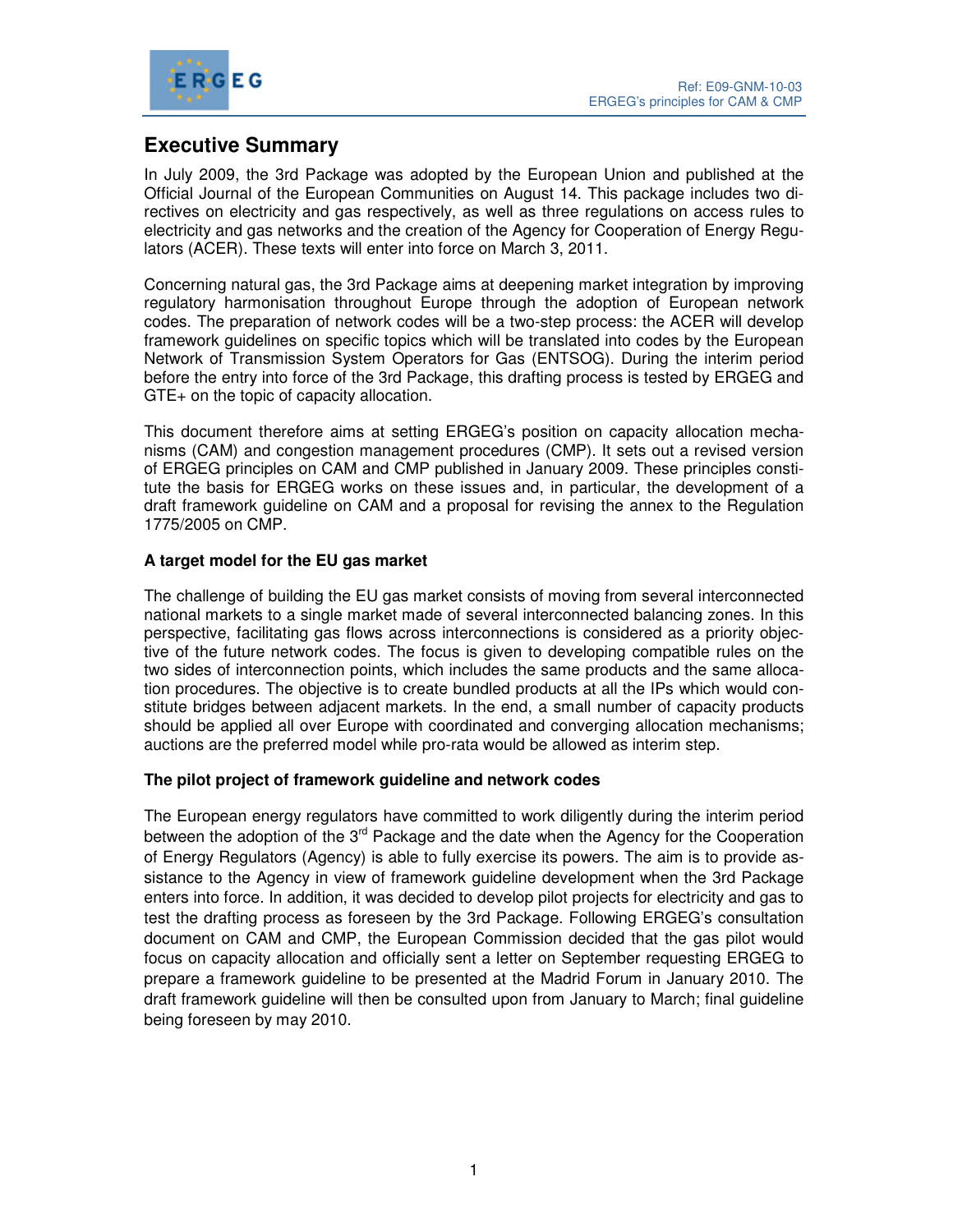# Executive Summary

In July 2009, the 3rd Package was adopted by the European Union and published at the Official Journal of the European Communities on August 14. This package includes two directives on electricity and gas respectively, as well as three regulations on access rules to electricity and gas networks and the creation of the Agency for Cooperation of Energy Regulators (ACER). These texts will enter into force on March 3, 2011.

Concerning natural gas, the 3rd Package aims at deepening market integration by improving regulatory harmonisation throughout Europe through the adoption of European network codes. The preparation of network codes will be a two-step process: the ACER will develop framework guidelines on specific topics which will be translated into codes by the European Network of Transmission System Operators for Gas (ENTSOG). During the interim period before the entry into force of the 3rd Package, this drafting process is tested by ERGEG and GTE+ on the topic of capacity allocation.

This document therefore aims at setting ERGEG's position on capacity allocation mechanisms (CAM) and congestion management procedures (CMP). It sets out a revised version of ERGEG principles on CAM and CMP published in January 2009. These principles constitute the basis for ERGEG works on these issues and, in particular, the development of a draft framework guideline on CAM and a proposal for revising the annex to the Regulation 1775/2005 on CMP.

**A target model for the EU gas market**

The challenge of building the EU gas market consists of moving from several interconnected national markets to a single market made of several interconnected balancing zones. In this perspective, facilitating gas flows across interconnections is considered as a priority objective of the future network codes. The focus is given to developing compatible rules on the two sides of interconnection points, which includes the same products and the same allocation procedures. The objective is to create bundled products at all the IPs which would constitute bridges between adjacent markets. In the end, a small number of capacity products should be applied all over Europe with coordinated and converging allocation mechanisms; auctions are the preferred model while pro-rata would be allowed as interim step.

**The pilot project of framework guideline and network codes**

The European energy regulators have committed to work diligently during the interim period between the adoption of the 3rd Package and the date when the Agency for the Cooperation of Energy Regulators (Agency) is able to fully exercise its powers. The aim is to provide assistance to the Agency in view of framework guideline development when the 3rd Package enters into force. In addition, it was decided to develop pilot projects for electricity and gas to test the drafting process as foreseen by the 3rd Package. Following ERGEG's consultation document on CAM and CMP, the European Commission decided that the gas pilot would focus on capacity allocation and officially sent a letter on September requesting ERGEG to prepare a framework guideline to be presented at the Madrid Forum in January 2010. The draft framework guideline will then be consulted upon from January to March; final guideline being foreseen by may 2010.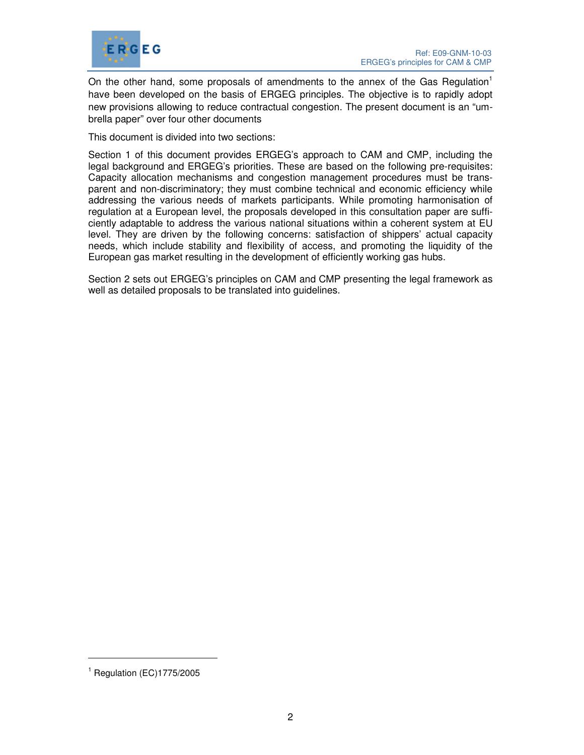On the other hand, some proposals of amendments to the annex of the Gas Regulation[1] have been developed on the basis of ERGEG principles. The objective is to rapidly adopt new provisions allowing to reduce contractual congestion. The present document is an "umbrella paper" over four other documents

This document is divided into two sections:

Section 1 of this document provides ERGEG's approach to CAM and CMP, including the legal background and ERGEG's priorities. These are based on the following pre-requisites: Capacity allocation mechanisms and congestion management procedures must be transparent and non-discriminatory; they must combine technical and economic efficiency while addressing the various needs of markets participants. While promoting harmonisation of regulation at a European level, the proposals developed in this consultation paper are sufficiently adaptable to address the various national situations within a coherent system at EU level. They are driven by the following concerns: satisfaction of shippers' actual capacity needs, which include stability and flexibility of access, and promoting the liquidity of the European gas market resulting in the development of efficiently working gas hubs.

Section 2 sets out ERGEG's principles on CAM and CMP presenting the legal framework as well as detailed proposals to be translated into guidelines.

---

[1] Regulation (EC)1775/2005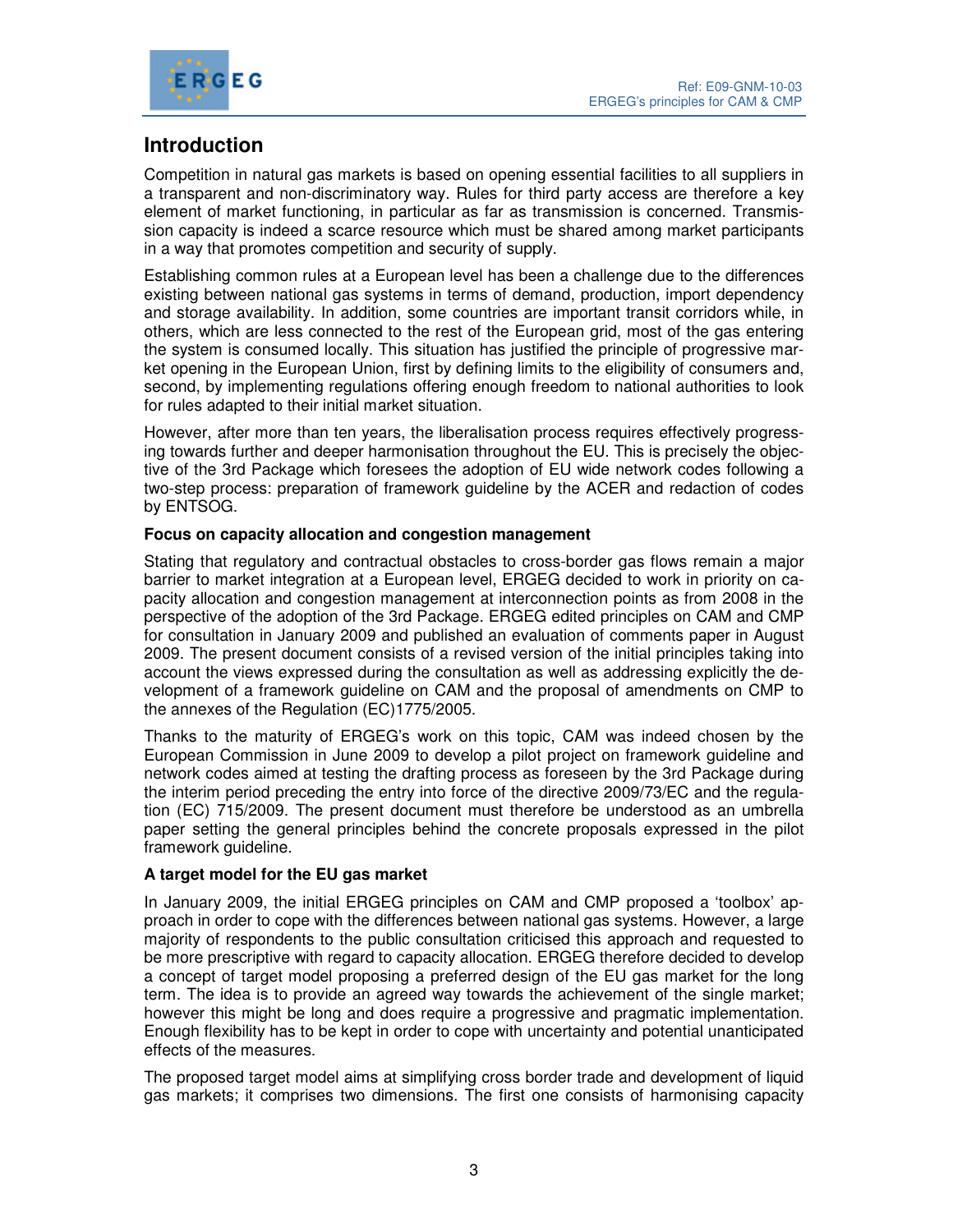## Introduction

Competition in natural gas markets is based on opening essential facilities to all suppliers in a transparent and non-discriminatory way. Rules for third party access are therefore a key element of market functioning, in particular as far as transmission is concerned. Transmission capacity is indeed a scarce resource which must be shared among market participants in a way that promotes competition and security of supply.

Establishing common rules at a European level has been a challenge due to the differences existing between national gas systems in terms of demand, production, import dependency and storage availability. In addition, some countries are important transit corridors while, in others, which are less connected to the rest of the European grid, most of the gas entering the system is consumed locally. This situation has justified the principle of progressive market opening in the European Union, first by defining limits to the eligibility of consumers and, second, by implementing regulations offering enough freedom to national authorities to look for rules adapted to their initial market situation.

However, after more than ten years, the liberalisation process requires effectively progressing towards further and deeper harmonisation throughout the EU. This is precisely the objective of the 3rd Package which foresees the adoption of EU wide network codes following a two-step process: preparation of framework guideline by the ACER and redaction of codes by ENTSOG.

**Focus on capacity allocation and congestion management**

Stating that regulatory and contractual obstacles to cross-border gas flows remain a major barrier to market integration at a European level, ERGEG decided to work in priority on capacity allocation and congestion management at interconnection points as from 2008 in the perspective of the adoption of the 3rd Package. ERGEG edited principles on CAM and CMP for consultation in January 2009 and published an evaluation of comments paper in August 2009. The present document consists of a revised version of the initial principles taking into account the views expressed during the consultation as well as addressing explicitly the development of a framework guideline on CAM and the proposal of amendments on CMP to the annexes of the Regulation (EC)1775/2005.

Thanks to the maturity of ERGEG's work on this topic, CAM was indeed chosen by the European Commission in June 2009 to develop a pilot project on framework guideline and network codes aimed at testing the drafting process as foreseen by the 3rd Package during the interim period preceding the entry into force of the directive 2009/73/EC and the regulation (EC) 715/2009. The present document must therefore be understood as an umbrella paper setting the general principles behind the concrete proposals expressed in the pilot framework guideline.

**A target model for the EU gas market**

In January 2009, the initial ERGEG principles on CAM and CMP proposed a 'toolbox' approach in order to cope with the differences between national gas systems. However, a large majority of respondents to the public consultation criticised this approach and requested to be more prescriptive with regard to capacity allocation. ERGEG therefore decided to develop a concept of target model proposing a preferred design of the EU gas market for the long term. The idea is to provide an agreed way towards the achievement of the single market; however this might be long and does require a progressive and pragmatic implementation. Enough flexibility has to be kept in order to cope with uncertainty and potential unanticipated effects of the measures.

The proposed target model aims at simplifying cross border trade and development of liquid gas markets; it comprises two dimensions. The first one consists of harmonising capacity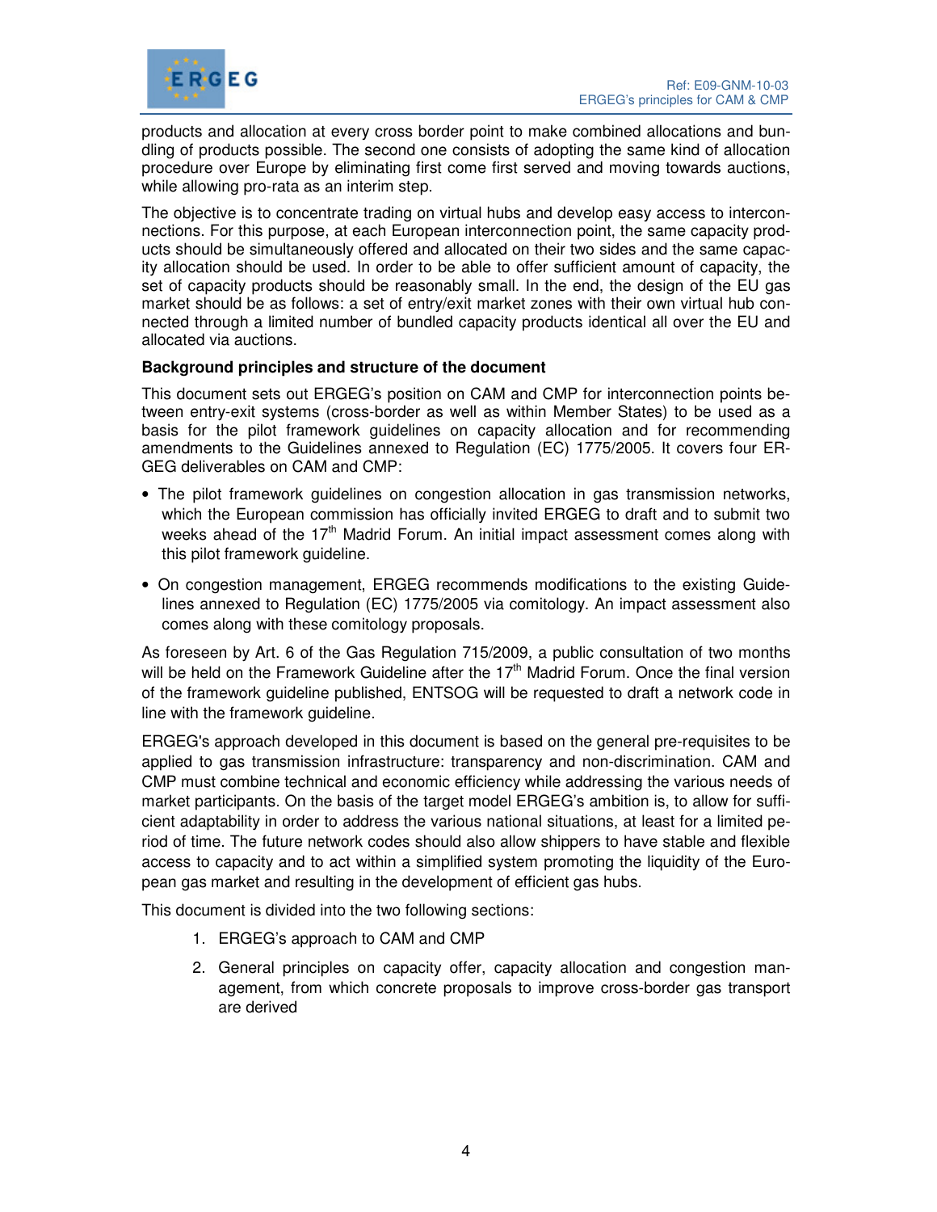products and allocation at every cross border point to make combined allocations and bundling of products possible. The second one consists of adopting the same kind of allocation procedure over Europe by eliminating first come first served and moving towards auctions, while allowing pro-rata as an interim step.

The objective is to concentrate trading on virtual hubs and develop easy access to interconnections. For this purpose, at each European interconnection point, the same capacity products should be simultaneously offered and allocated on their two sides and the same capacity allocation should be used. In order to be able to offer sufficient amount of capacity, the set of capacity products should be reasonably small. In the end, the design of the EU gas market should be as follows: a set of entry/exit market zones with their own virtual hub connected through a limited number of bundled capacity products identical all over the EU and allocated via auctions.

**Background principles and structure of the document**

This document sets out ERGEG's position on CAM and CMP for interconnection points between entry-exit systems (cross-border as well as within Member States) to be used as a basis for the pilot framework guidelines on capacity allocation and for recommending amendments to the Guidelines annexed to Regulation (EC) 1775/2005. It covers four ERGEG deliverables on CAM and CMP:

- The pilot framework guidelines on congestion allocation in gas transmission networks, which the European commission has officially invited ERGEG to draft and to submit two weeks ahead of the 17th Madrid Forum. An initial impact assessment comes along with this pilot framework guideline.
- On congestion management, ERGEG recommends modifications to the existing Guidelines annexed to Regulation (EC) 1775/2005 via comitology. An impact assessment also comes along with these comitology proposals.

As foreseen by Art. 6 of the Gas Regulation 715/2009, a public consultation of two months will be held on the Framework Guideline after the 17th Madrid Forum. Once the final version of the framework guideline published, ENTSOG will be requested to draft a network code in line with the framework guideline.

ERGEG's approach developed in this document is based on the general pre-requisites to be applied to gas transmission infrastructure: transparency and non-discrimination. CAM and CMP must combine technical and economic efficiency while addressing the various needs of market participants. On the basis of the target model ERGEG's ambition is, to allow for sufficient adaptability in order to address the various national situations, at least for a limited period of time. The future network codes should also allow shippers to have stable and flexible access to capacity and to act within a simplified system promoting the liquidity of the European gas market and resulting in the development of efficient gas hubs.

This document is divided into the two following sections:

1. ERGEG's approach to CAM and CMP
2. General principles on capacity offer, capacity allocation and congestion management, from which concrete proposals to improve cross-border gas transport are derived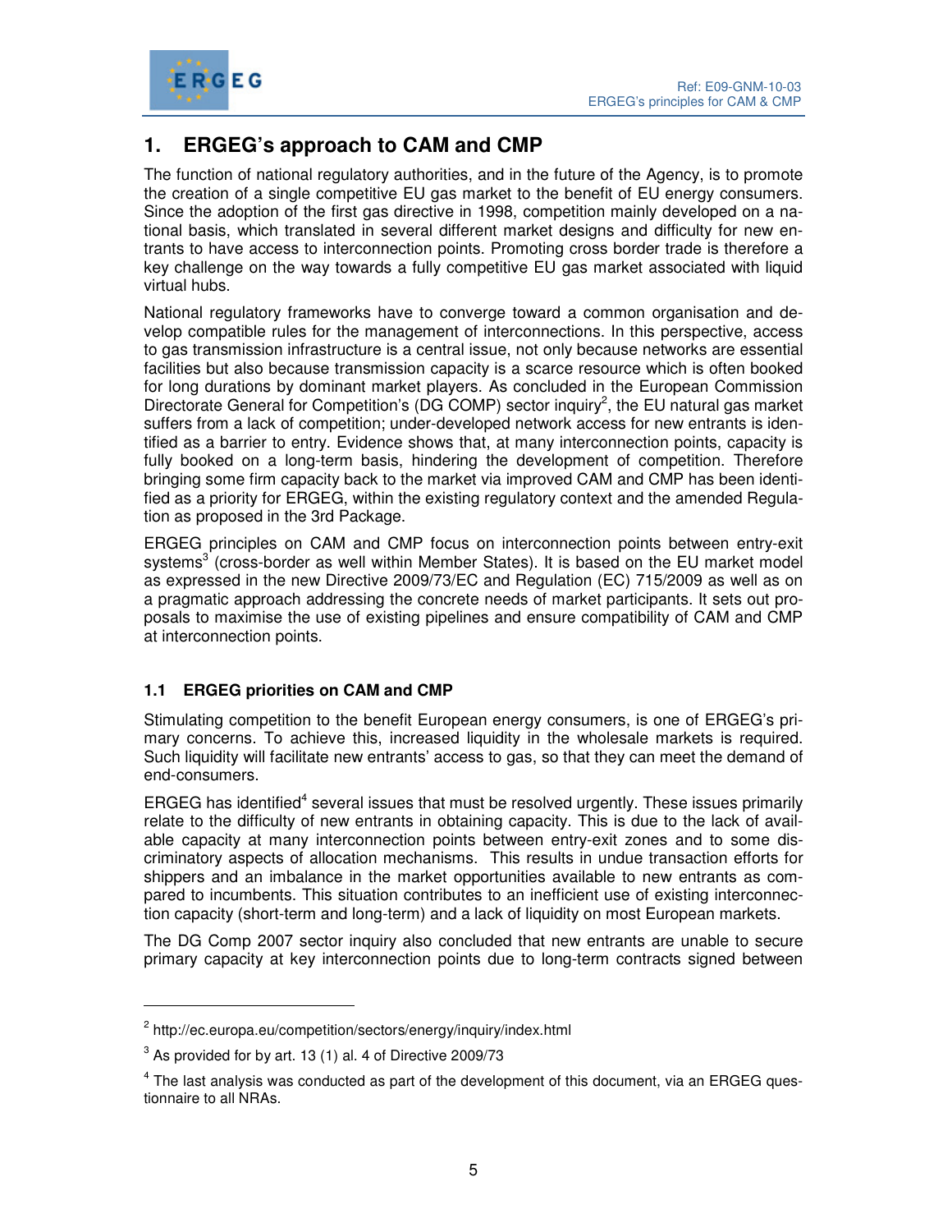# 1. ERGEG's approach to CAM and CMP

The function of national regulatory authorities, and in the future of the Agency, is to promote the creation of a single competitive EU gas market to the benefit of EU energy consumers. Since the adoption of the first gas directive in 1998, competition mainly developed on a national basis, which translated in several different market designs and difficulty for new entrants to have access to interconnection points. Promoting cross border trade is therefore a key challenge on the way towards a fully competitive EU gas market associated with liquid virtual hubs.

National regulatory frameworks have to converge toward a common organisation and develop compatible rules for the management of interconnections. In this perspective, access to gas transmission infrastructure is a central issue, not only because networks are essential facilities but also because transmission capacity is a scarce resource which is often booked for long durations by dominant market players. As concluded in the European Commission Directorate General for Competition's (DG COMP) sector inquiry[2], the EU natural gas market suffers from a lack of competition; under-developed network access for new entrants is identified as a barrier to entry. Evidence shows that, at many interconnection points, capacity is fully booked on a long-term basis, hindering the development of competition. Therefore bringing some firm capacity back to the market via improved CAM and CMP has been identified as a priority for ERGEG, within the existing regulatory context and the amended Regulation as proposed in the 3rd Package.

ERGEG principles on CAM and CMP focus on interconnection points between entry-exit systems[3] (cross-border as well within Member States). It is based on the EU market model as expressed in the new Directive 2009/73/EC and Regulation (EC) 715/2009 as well as on a pragmatic approach addressing the concrete needs of market participants. It sets out proposals to maximise the use of existing pipelines and ensure compatibility of CAM and CMP at interconnection points.

## 1.1 ERGEG priorities on CAM and CMP

Stimulating competition to the benefit European energy consumers, is one of ERGEG's primary concerns. To achieve this, increased liquidity in the wholesale markets is required. Such liquidity will facilitate new entrants' access to gas, so that they can meet the demand of end-consumers.

ERGEG has identified[4] several issues that must be resolved urgently. These issues primarily relate to the difficulty of new entrants in obtaining capacity. This is due to the lack of available capacity at many interconnection points between entry-exit zones and to some discriminatory aspects of allocation mechanisms. This results in undue transaction efforts for shippers and an imbalance in the market opportunities available to new entrants as compared to incumbents. This situation contributes to an inefficient use of existing interconnection capacity (short-term and long-term) and a lack of liquidity on most European markets.

The DG Comp 2007 sector inquiry also concluded that new entrants are unable to secure primary capacity at key interconnection points due to long-term contracts signed between

---

[2] http://ec.europa.eu/competition/sectors/energy/inquiry/index.html

[3] As provided for by art. 13 (1) al. 4 of Directive 2009/73

[4] The last analysis was conducted as part of the development of this document, via an ERGEG questionnaire to all NRAs.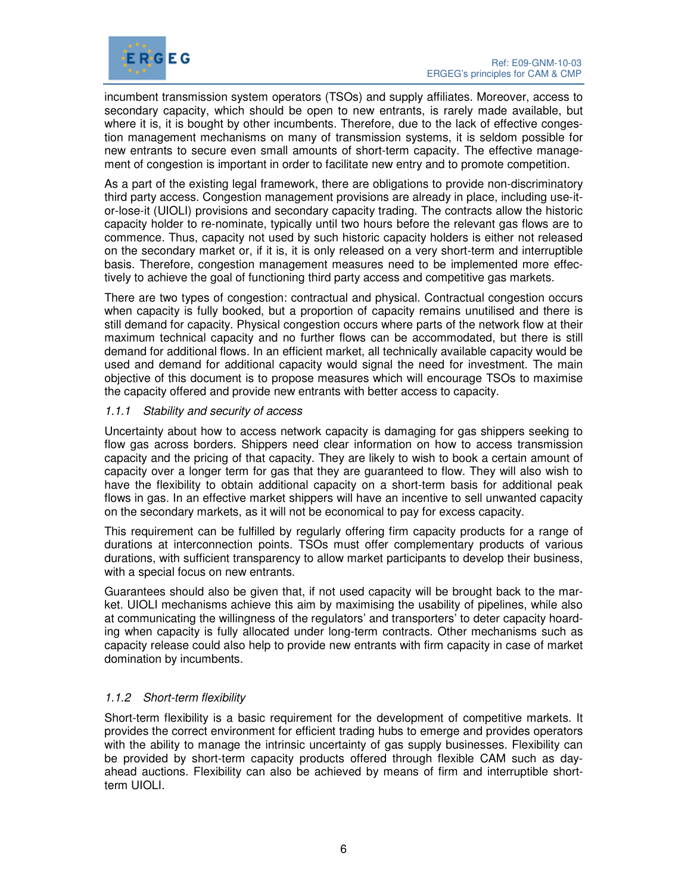incumbent transmission system operators (TSOs) and supply affiliates. Moreover, access to secondary capacity, which should be open to new entrants, is rarely made available, but where it is, it is bought by other incumbents. Therefore, due to the lack of effective congestion management mechanisms on many of transmission systems, it is seldom possible for new entrants to secure even small amounts of short-term capacity. The effective management of congestion is important in order to facilitate new entry and to promote competition.

As a part of the existing legal framework, there are obligations to provide non-discriminatory third party access. Congestion management provisions are already in place, including use-it-or-lose-it (UIOLI) provisions and secondary capacity trading. The contracts allow the historic capacity holder to re-nominate, typically until two hours before the relevant gas flows are to commence. Thus, capacity not used by such historic capacity holders is either not released on the secondary market or, if it is, it is only released on a very short-term and interruptible basis. Therefore, congestion management measures need to be implemented more effectively to achieve the goal of functioning third party access and competitive gas markets.

There are two types of congestion: contractual and physical. Contractual congestion occurs when capacity is fully booked, but a proportion of capacity remains unutilised and there is still demand for capacity. Physical congestion occurs where parts of the network flow at their maximum technical capacity and no further flows can be accommodated, but there is still demand for additional flows. In an efficient market, all technically available capacity would be used and demand for additional capacity would signal the need for investment. The main objective of this document is to propose measures which will encourage TSOs to maximise the capacity offered and provide new entrants with better access to capacity.

### *1.1.1 Stability and security of access*

Uncertainty about how to access network capacity is damaging for gas shippers seeking to flow gas across borders. Shippers need clear information on how to access transmission capacity and the pricing of that capacity. They are likely to wish to book a certain amount of capacity over a longer term for gas that they are guaranteed to flow. They will also wish to have the flexibility to obtain additional capacity on a short-term basis for additional peak flows in gas. In an effective market shippers will have an incentive to sell unwanted capacity on the secondary markets, as it will not be economical to pay for excess capacity.

This requirement can be fulfilled by regularly offering firm capacity products for a range of durations at interconnection points. TSOs must offer complementary products of various durations, with sufficient transparency to allow market participants to develop their business, with a special focus on new entrants.

Guarantees should also be given that, if not used capacity will be brought back to the market. UIOLI mechanisms achieve this aim by maximising the usability of pipelines, while also at communicating the willingness of the regulators' and transporters' to deter capacity hoarding when capacity is fully allocated under long-term contracts. Other mechanisms such as capacity release could also help to provide new entrants with firm capacity in case of market domination by incumbents.

### *1.1.2 Short-term flexibility*

Short-term flexibility is a basic requirement for the development of competitive markets. It provides the correct environment for efficient trading hubs to emerge and provides operators with the ability to manage the intrinsic uncertainty of gas supply businesses. Flexibility can be provided by short-term capacity products offered through flexible CAM such as day-ahead auctions. Flexibility can also be achieved by means of firm and interruptible short-term UIOLI.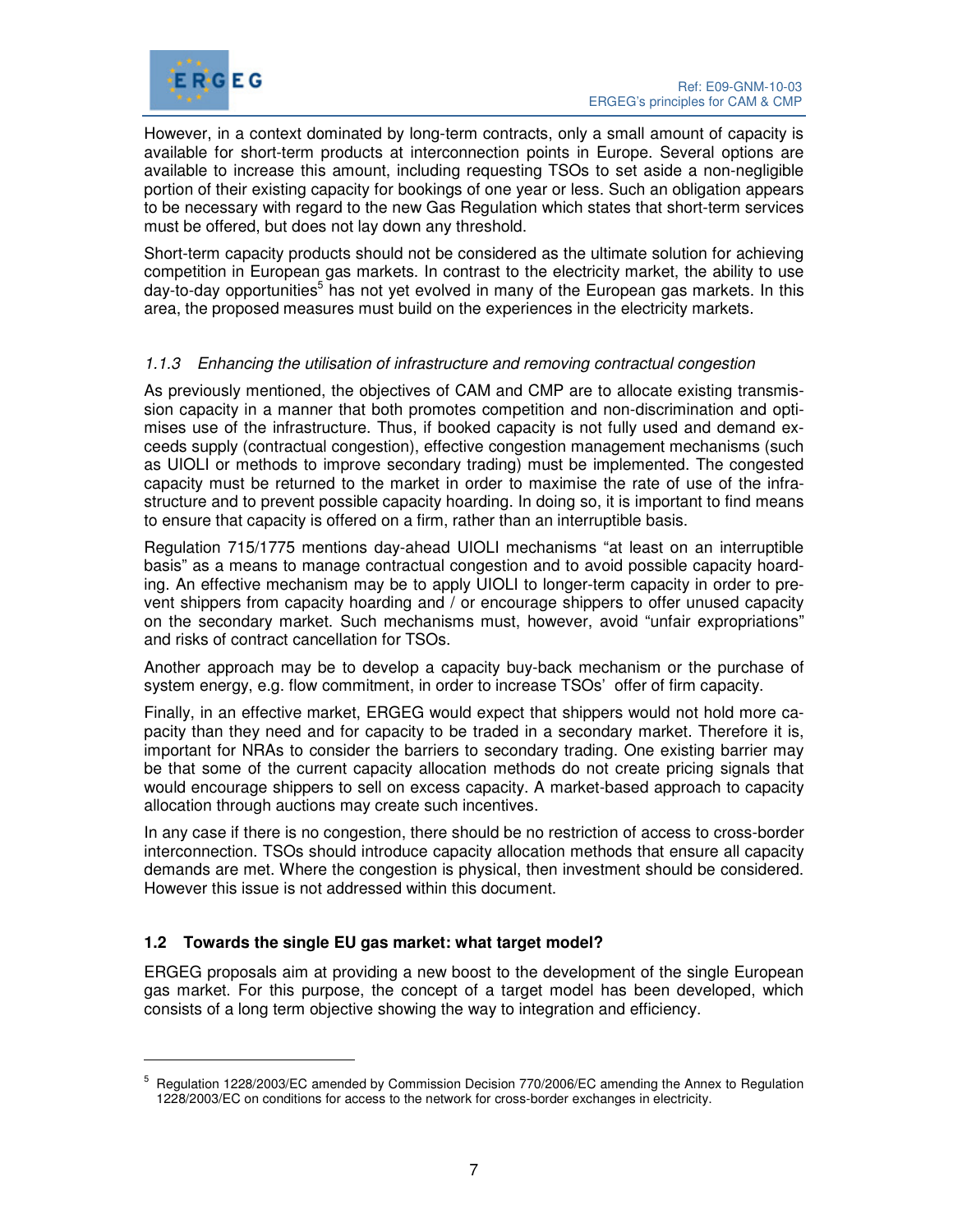However, in a context dominated by long-term contracts, only a small amount of capacity is available for short-term products at interconnection points in Europe. Several options are available to increase this amount, including requesting TSOs to set aside a non-negligible portion of their existing capacity for bookings of one year or less. Such an obligation appears to be necessary with regard to the new Gas Regulation which states that short-term services must be offered, but does not lay down any threshold.

Short-term capacity products should not be considered as the ultimate solution for achieving competition in European gas markets. In contrast to the electricity market, the ability to use day-to-day opportunities[5] has not yet evolved in many of the European gas markets. In this area, the proposed measures must build on the experiences in the electricity markets.

### *1.1.3 Enhancing the utilisation of infrastructure and removing contractual congestion*

As previously mentioned, the objectives of CAM and CMP are to allocate existing transmission capacity in a manner that both promotes competition and non-discrimination and optimises use of the infrastructure. Thus, if booked capacity is not fully used and demand exceeds supply (contractual congestion), effective congestion management mechanisms (such as UIOLI or methods to improve secondary trading) must be implemented. The congested capacity must be returned to the market in order to maximise the rate of use of the infrastructure and to prevent possible capacity hoarding. In doing so, it is important to find means to ensure that capacity is offered on a firm, rather than an interruptible basis.

Regulation 715/1775 mentions day-ahead UIOLI mechanisms "at least on an interruptible basis" as a means to manage contractual congestion and to avoid possible capacity hoarding. An effective mechanism may be to apply UIOLI to longer-term capacity in order to prevent shippers from capacity hoarding and / or encourage shippers to offer unused capacity on the secondary market. Such mechanisms must, however, avoid "unfair expropriations" and risks of contract cancellation for TSOs.

Another approach may be to develop a capacity buy-back mechanism or the purchase of system energy, e.g. flow commitment, in order to increase TSOs' offer of firm capacity.

Finally, in an effective market, ERGEG would expect that shippers would not hold more capacity than they need and for capacity to be traded in a secondary market. Therefore it is, important for NRAs to consider the barriers to secondary trading. One existing barrier may be that some of the current capacity allocation methods do not create pricing signals that would encourage shippers to sell on excess capacity. A market-based approach to capacity allocation through auctions may create such incentives.

In any case if there is no congestion, there should be no restriction of access to cross-border interconnection. TSOs should introduce capacity allocation methods that ensure all capacity demands are met. Where the congestion is physical, then investment should be considered. However this issue is not addressed within this document.

## 1.2 Towards the single EU gas market: what target model?

ERGEG proposals aim at providing a new boost to the development of the single European gas market. For this purpose, the concept of a target model has been developed, which consists of a long term objective showing the way to integration and efficiency.

---

[5] Regulation 1228/2003/EC amended by Commission Decision 770/2006/EC amending the Annex to Regulation 1228/2003/EC on conditions for access to the network for cross-border exchanges in electricity.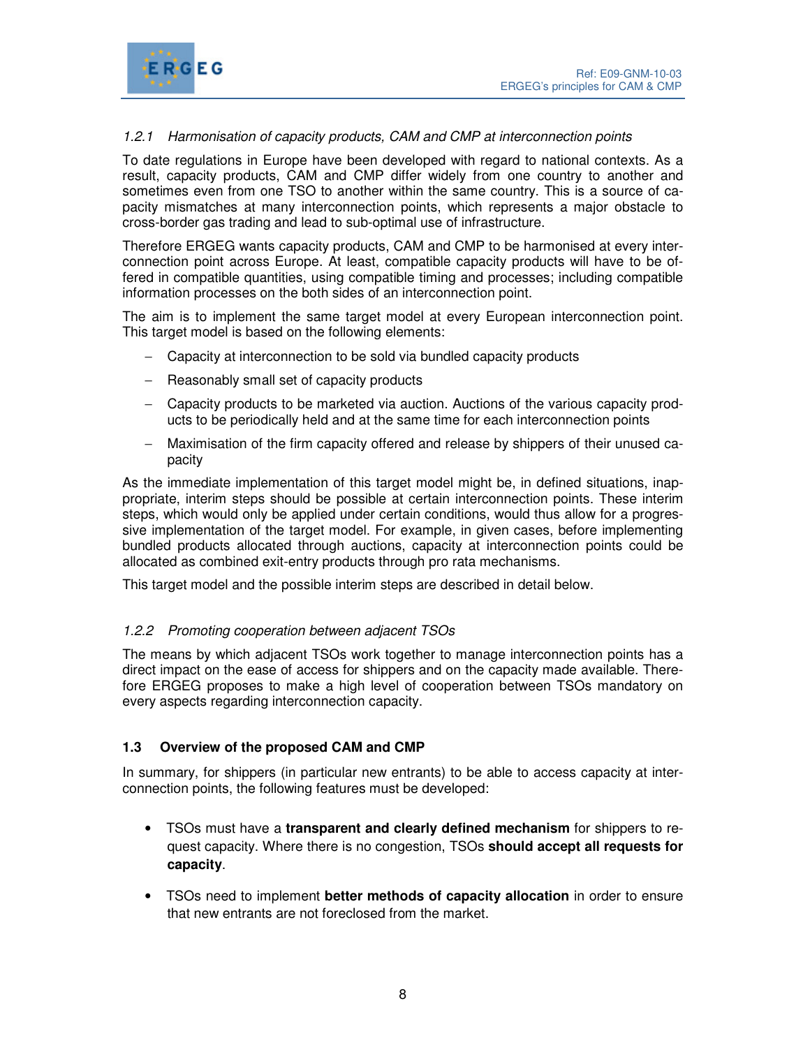### *1.2.1 Harmonisation of capacity products, CAM and CMP at interconnection points*

To date regulations in Europe have been developed with regard to national contexts. As a result, capacity products, CAM and CMP differ widely from one country to another and sometimes even from one TSO to another within the same country. This is a source of capacity mismatches at many interconnection points, which represents a major obstacle to cross-border gas trading and lead to sub-optimal use of infrastructure.

Therefore ERGEG wants capacity products, CAM and CMP to be harmonised at every interconnection point across Europe. At least, compatible capacity products will have to be offered in compatible quantities, using compatible timing and processes; including compatible information processes on the both sides of an interconnection point.

The aim is to implement the same target model at every European interconnection point. This target model is based on the following elements:

- Capacity at interconnection to be sold via bundled capacity products
- Reasonably small set of capacity products
- Capacity products to be marketed via auction. Auctions of the various capacity products to be periodically held and at the same time for each interconnection points
- Maximisation of the firm capacity offered and release by shippers of their unused capacity

As the immediate implementation of this target model might be, in defined situations, inappropriate, interim steps should be possible at certain interconnection points. These interim steps, which would only be applied under certain conditions, would thus allow for a progressive implementation of the target model. For example, in given cases, before implementing bundled products allocated through auctions, capacity at interconnection points could be allocated as combined exit-entry products through pro rata mechanisms.

This target model and the possible interim steps are described in detail below.

### *1.2.2 Promoting cooperation between adjacent TSOs*

The means by which adjacent TSOs work together to manage interconnection points has a direct impact on the ease of access for shippers and on the capacity made available. Therefore ERGEG proposes to make a high level of cooperation between TSOs mandatory on every aspects regarding interconnection capacity.

## 1.3 Overview of the proposed CAM and CMP

In summary, for shippers (in particular new entrants) to be able to access capacity at interconnection points, the following features must be developed:

- TSOs must have a **transparent and clearly defined mechanism** for shippers to request capacity. Where there is no congestion, TSOs **should accept all requests for capacity**.
- TSOs need to implement **better methods of capacity allocation** in order to ensure that new entrants are not foreclosed from the market.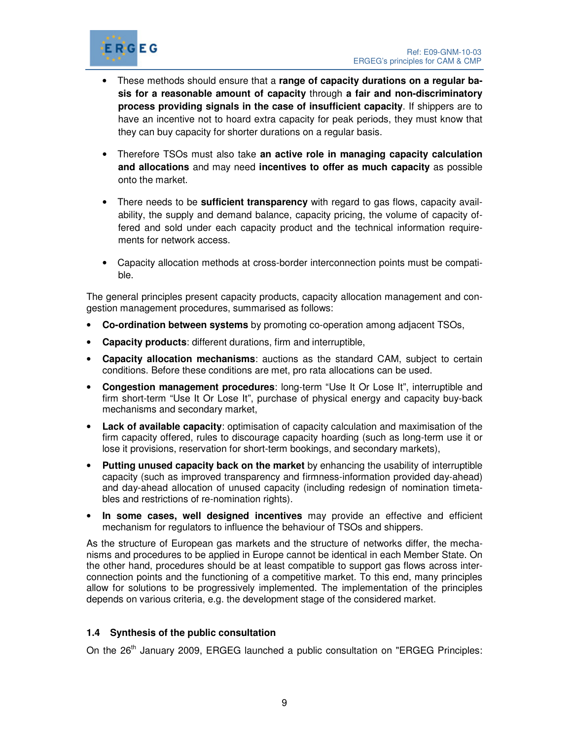- These methods should ensure that a **range of capacity durations on a regular basis for a reasonable amount of capacity** through **a fair and non-discriminatory process providing signals in the case of insufficient capacity**. If shippers are to have an incentive not to hoard extra capacity for peak periods, they must know that they can buy capacity for shorter durations on a regular basis.

- Therefore TSOs must also take **an active role in managing capacity calculation and allocations** and may need **incentives to offer as much capacity** as possible onto the market.

- There needs to be **sufficient transparency** with regard to gas flows, capacity availability, the supply and demand balance, capacity pricing, the volume of capacity offered and sold under each capacity product and the technical information requirements for network access.

- Capacity allocation methods at cross-border interconnection points must be compatible.

The general principles present capacity products, capacity allocation management and congestion management procedures, summarised as follows:

- **Co-ordination between systems** by promoting co-operation among adjacent TSOs,
- **Capacity products**: different durations, firm and interruptible,
- **Capacity allocation mechanisms**: auctions as the standard CAM, subject to certain conditions. Before these conditions are met, pro rata allocations can be used.
- **Congestion management procedures**: long-term "Use It Or Lose It", interruptible and firm short-term "Use It Or Lose It", purchase of physical energy and capacity buy-back mechanisms and secondary market,
- **Lack of available capacity**: optimisation of capacity calculation and maximisation of the firm capacity offered, rules to discourage capacity hoarding (such as long-term use it or lose it provisions, reservation for short-term bookings, and secondary markets),
- **Putting unused capacity back on the market** by enhancing the usability of interruptible capacity (such as improved transparency and firmness-information provided day-ahead) and day-ahead allocation of unused capacity (including redesign of nomination timetables and restrictions of re-nomination rights).
- **In some cases, well designed incentives** may provide an effective and efficient mechanism for regulators to influence the behaviour of TSOs and shippers.

As the structure of European gas markets and the structure of networks differ, the mechanisms and procedures to be applied in Europe cannot be identical in each Member State. On the other hand, procedures should be at least compatible to support gas flows across interconnection points and the functioning of a competitive market. To this end, many principles allow for solutions to be progressively implemented. The implementation of the principles depends on various criteria, e.g. the development stage of the considered market.

### 1.4 Synthesis of the public consultation

On the 26th January 2009, ERGEG launched a public consultation on "ERGEG Principles: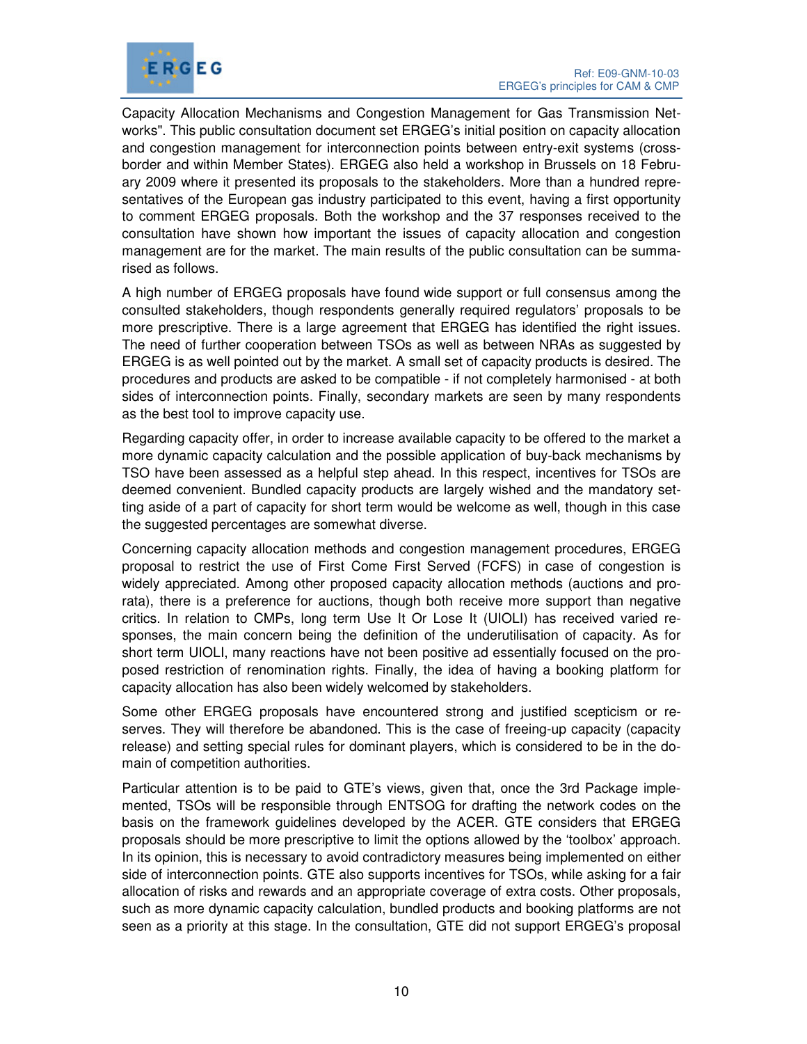Capacity Allocation Mechanisms and Congestion Management for Gas Transmission Networks". This public consultation document set ERGEG's initial position on capacity allocation and congestion management for interconnection points between entry-exit systems (cross-border and within Member States). ERGEG also held a workshop in Brussels on 18 February 2009 where it presented its proposals to the stakeholders. More than a hundred representatives of the European gas industry participated to this event, having a first opportunity to comment ERGEG proposals. Both the workshop and the 37 responses received to the consultation have shown how important the issues of capacity allocation and congestion management are for the market. The main results of the public consultation can be summarised as follows.

A high number of ERGEG proposals have found wide support or full consensus among the consulted stakeholders, though respondents generally required regulators' proposals to be more prescriptive. There is a large agreement that ERGEG has identified the right issues. The need of further cooperation between TSOs as well as between NRAs as suggested by ERGEG is as well pointed out by the market. A small set of capacity products is desired. The procedures and products are asked to be compatible - if not completely harmonised - at both sides of interconnection points. Finally, secondary markets are seen by many respondents as the best tool to improve capacity use.

Regarding capacity offer, in order to increase available capacity to be offered to the market a more dynamic capacity calculation and the possible application of buy-back mechanisms by TSO have been assessed as a helpful step ahead. In this respect, incentives for TSOs are deemed convenient. Bundled capacity products are largely wished and the mandatory setting aside of a part of capacity for short term would be welcome as well, though in this case the suggested percentages are somewhat diverse.

Concerning capacity allocation methods and congestion management procedures, ERGEG proposal to restrict the use of First Come First Served (FCFS) in case of congestion is widely appreciated. Among other proposed capacity allocation methods (auctions and pro-rata), there is a preference for auctions, though both receive more support than negative critics. In relation to CMPs, long term Use It Or Lose It (UIOLI) has received varied responses, the main concern being the definition of the underutilisation of capacity. As for short term UIOLI, many reactions have not been positive ad essentially focused on the proposed restriction of renomination rights. Finally, the idea of having a booking platform for capacity allocation has also been widely welcomed by stakeholders.

Some other ERGEG proposals have encountered strong and justified scepticism or reserves. They will therefore be abandoned. This is the case of freeing-up capacity (capacity release) and setting special rules for dominant players, which is considered to be in the domain of competition authorities.

Particular attention is to be paid to GTE's views, given that, once the 3rd Package implemented, TSOs will be responsible through ENTSOG for drafting the network codes on the basis of the framework guidelines developed by the ACER. GTE considers that ERGEG proposals should be more prescriptive to limit the options allowed by the 'toolbox' approach. In its opinion, this is necessary to avoid contradictory measures being implemented on either side of interconnection points. GTE also supports incentives for TSOs, while asking for a fair allocation of risks and rewards and an appropriate coverage of extra costs. Other proposals, such as more dynamic capacity calculation, bundled products and booking platforms are not seen as a priority at this stage. In the consultation, GTE did not support ERGEG's proposal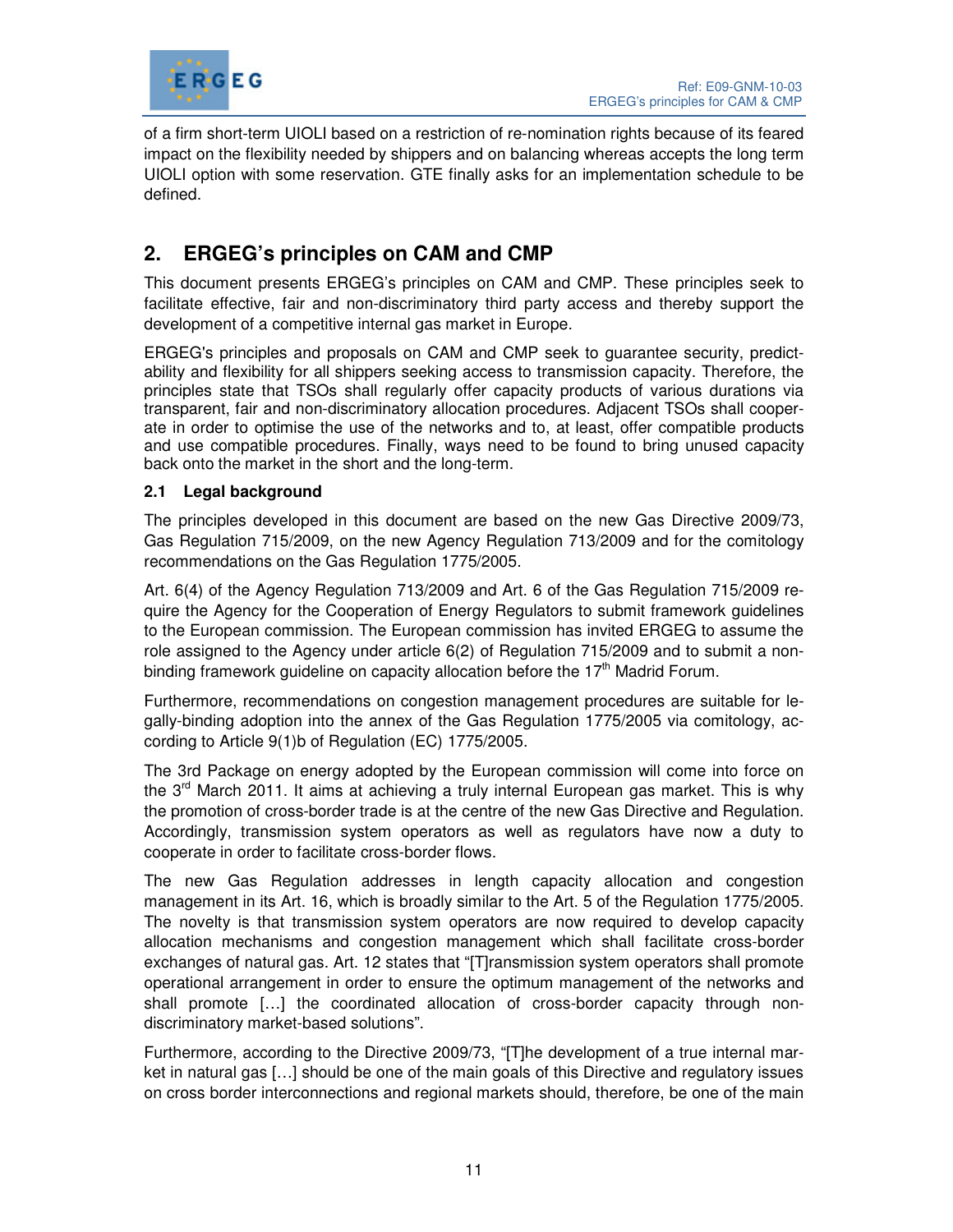of a firm short-term UIOLI based on a restriction of re-nomination rights because of its feared impact on the flexibility needed by shippers and on balancing whereas accepts the long term UIOLI option with some reservation. GTE finally asks for an implementation schedule to be defined.

## 2. ERGEG's principles on CAM and CMP

This document presents ERGEG's principles on CAM and CMP. These principles seek to facilitate effective, fair and non-discriminatory third party access and thereby support the development of a competitive internal gas market in Europe.

ERGEG's principles and proposals on CAM and CMP seek to guarantee security, predictability and flexibility for all shippers seeking access to transmission capacity. Therefore, the principles state that TSOs shall regularly offer capacity products of various durations via transparent, fair and non-discriminatory allocation procedures. Adjacent TSOs shall cooperate in order to optimise the use of the networks and to, at least, offer compatible products and use compatible procedures. Finally, ways need to be found to bring unused capacity back onto the market in the short and the long-term.

### 2.1 Legal background

The principles developed in this document are based on the new Gas Directive 2009/73, Gas Regulation 715/2009, on the new Agency Regulation 713/2009 and for the comitology recommendations on the Gas Regulation 1775/2005.

Art. 6(4) of the Agency Regulation 713/2009 and Art. 6 of the Gas Regulation 715/2009 require the Agency for the Cooperation of Energy Regulators to submit framework guidelines to the European commission. The European commission has invited ERGEG to assume the role assigned to the Agency under article 6(2) of Regulation 715/2009 and to submit a non-binding framework guideline on capacity allocation before the 17th Madrid Forum.

Furthermore, recommendations on congestion management procedures are suitable for legally-binding adoption into the annex of the Gas Regulation 1775/2005 via comitology, according to Article 9(1)b of Regulation (EC) 1775/2005.

The 3rd Package on energy adopted by the European commission will come into force on the 3rd March 2011. It aims at achieving a truly internal European gas market. This is why the promotion of cross-border trade is at the centre of the new Gas Directive and Regulation. Accordingly, transmission system operators as well as regulators have now a duty to cooperate in order to facilitate cross-border flows.

The new Gas Regulation addresses in length capacity allocation and congestion management in its Art. 16, which is broadly similar to the Art. 5 of the Regulation 1775/2005. The novelty is that transmission system operators are now required to develop capacity allocation mechanisms and congestion management which shall facilitate cross-border exchanges of natural gas. Art. 12 states that "[T]ransmission system operators shall promote operational arrangement in order to ensure the optimum management of the networks and shall promote […] the coordinated allocation of cross-border capacity through non-discriminatory market-based solutions".

Furthermore, according to the Directive 2009/73, "[T]he development of a true internal market in natural gas […] should be one of the main goals of this Directive and regulatory issues on cross border interconnections and regional markets should, therefore, be one of the main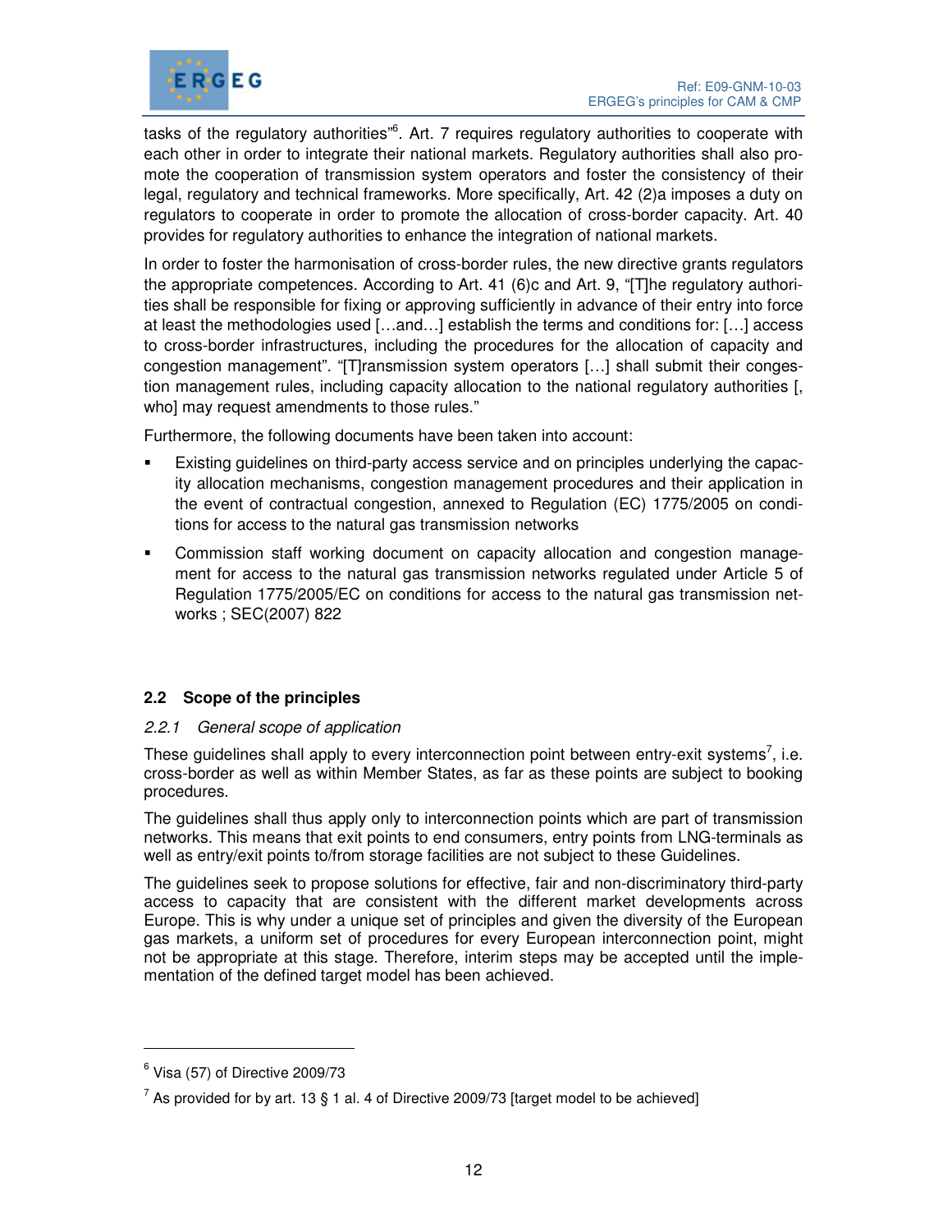tasks of the regulatory authorities"[6]. Art. 7 requires regulatory authorities to cooperate with each other in order to integrate their national markets. Regulatory authorities shall also promote the cooperation of transmission system operators and foster the consistency of their legal, regulatory and technical frameworks. More specifically, Art. 42 (2)a imposes a duty on regulators to cooperate in order to promote the allocation of cross-border capacity. Art. 40 provides for regulatory authorities to enhance the integration of national markets.

In order to foster the harmonisation of cross-border rules, the new directive grants regulators the appropriate competences. According to Art. 41 (6)c and Art. 9, "[T]he regulatory authorities shall be responsible for fixing or approving sufficiently in advance of their entry into force at least the methodologies used […and…] establish the terms and conditions for: […] access to cross-border infrastructures, including the procedures for the allocation of capacity and congestion management". "[T]ransmission system operators […] shall submit their congestion management rules, including capacity allocation to the national regulatory authorities [, who] may request amendments to those rules."

Furthermore, the following documents have been taken into account:

- Existing guidelines on third-party access service and on principles underlying the capacity allocation mechanisms, congestion management procedures and their application in the event of contractual congestion, annexed to Regulation (EC) 1775/2005 on conditions for access to the natural gas transmission networks
- Commission staff working document on capacity allocation and congestion management for access to the natural gas transmission networks regulated under Article 5 of Regulation 1775/2005/EC on conditions for access to the natural gas transmission networks ; SEC(2007) 822

## 2.2 Scope of the principles

### *2.2.1 General scope of application*

These guidelines shall apply to every interconnection point between entry-exit systems[7], i.e. cross-border as well as within Member States, as far as these points are subject to booking procedures.

The guidelines shall thus apply only to interconnection points which are part of transmission networks. This means that exit points to end consumers, entry points from LNG-terminals as well as entry/exit points to/from storage facilities are not subject to these Guidelines.

The guidelines seek to propose solutions for effective, fair and non-discriminatory third-party access to capacity that are consistent with the different market developments across Europe. This is why under a unique set of principles and given the diversity of the European gas markets, a uniform set of procedures for every European interconnection point, might not be appropriate at this stage. Therefore, interim steps may be accepted until the implementation of the defined target model has been achieved.

---

[6] Visa (57) of Directive 2009/73

[7] As provided for by art. 13 § 1 al. 4 of Directive 2009/73 [target model to be achieved]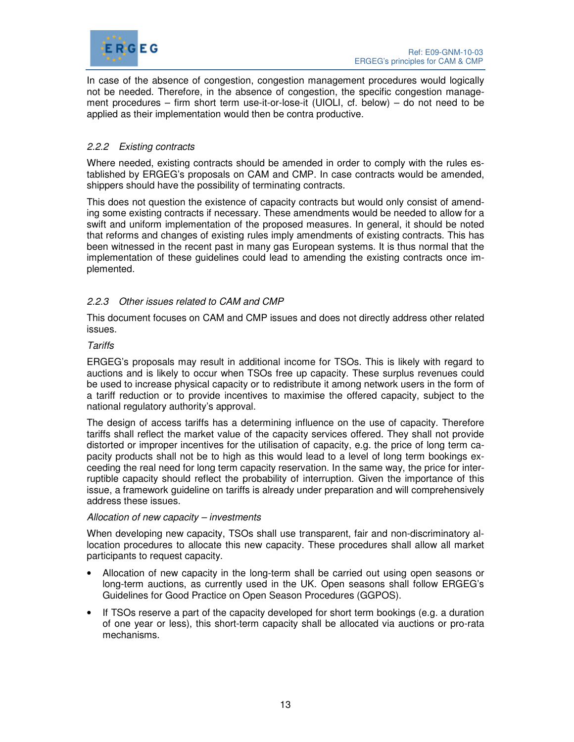In case of the absence of congestion, congestion management procedures would logically not be needed. Therefore, in the absence of congestion, the specific congestion management procedures – firm short term use-it-or-lose-it (UIOLI, cf. below) – do not need to be applied as their implementation would then be contra productive.

### *2.2.2 Existing contracts*

Where needed, existing contracts should be amended in order to comply with the rules established by ERGEG's proposals on CAM and CMP. In case contracts would be amended, shippers should have the possibility of terminating contracts.

This does not question the existence of capacity contracts but would only consist of amending some existing contracts if necessary. These amendments would be needed to allow for a swift and uniform implementation of the proposed measures. In general, it should be noted that reforms and changes of existing rules imply amendments of existing contracts. This has been witnessed in the recent past in many gas European systems. It is thus normal that the implementation of these guidelines could lead to amending the existing contracts once implemented.

### *2.2.3 Other issues related to CAM and CMP*

This document focuses on CAM and CMP issues and does not directly address other related issues.

*Tariffs*

ERGEG's proposals may result in additional income for TSOs. This is likely with regard to auctions and is likely to occur when TSOs free up capacity. These surplus revenues could be used to increase physical capacity or to redistribute it among network users in the form of a tariff reduction or to provide incentives to maximise the offered capacity, subject to the national regulatory authority's approval.

The design of access tariffs has a determining influence on the use of capacity. Therefore tariffs shall reflect the market value of the capacity services offered. They shall not provide distorted or improper incentives for the utilisation of capacity, e.g. the price of long term capacity products shall not be to high as this would lead to a level of long term bookings exceeding the real need for long term capacity reservation. In the same way, the price for interruptible capacity should reflect the probability of interruption. Given the importance of this issue, a framework guideline on tariffs is already under preparation and will comprehensively address these issues.

*Allocation of new capacity – investments*

When developing new capacity, TSOs shall use transparent, fair and non-discriminatory allocation procedures to allocate this new capacity. These procedures shall allow all market participants to request capacity.

- Allocation of new capacity in the long-term shall be carried out using open seasons or long-term auctions, as currently used in the UK. Open seasons shall follow ERGEG's Guidelines for Good Practice on Open Season Procedures (GGPOS).
- If TSOs reserve a part of the capacity developed for short term bookings (e.g. a duration of one year or less), this short-term capacity shall be allocated via auctions or pro-rata mechanisms.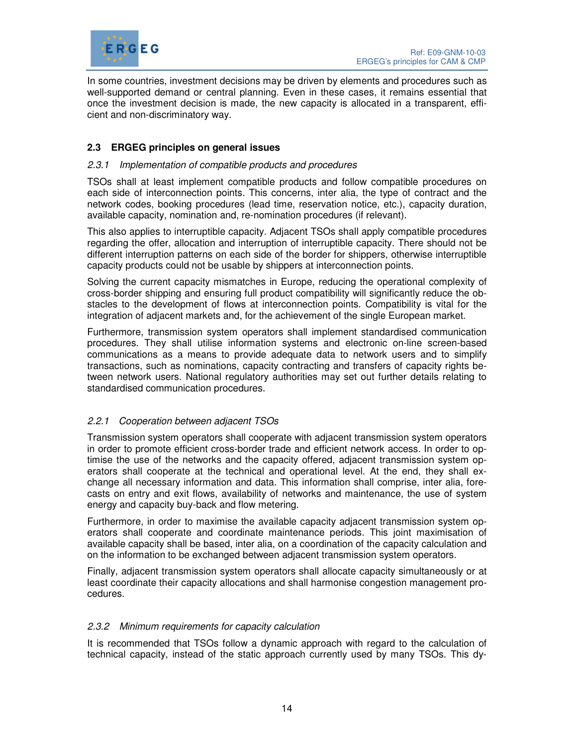In some countries, investment decisions may be driven by elements and procedures such as well-supported demand or central planning. Even in these cases, it remains essential that once the investment decision is made, the new capacity is allocated in a transparent, efficient and non-discriminatory way.

### 2.3 ERGEG principles on general issues

#### *2.3.1 Implementation of compatible products and procedures*

TSOs shall at least implement compatible products and follow compatible procedures on each side of interconnection points. This concerns, inter alia, the type of contract and the network codes, booking procedures (lead time, reservation notice, etc.), capacity duration, available capacity, nomination and, re-nomination procedures (if relevant).

This also applies to interruptible capacity. Adjacent TSOs shall apply compatible procedures regarding the offer, allocation and interruption of interruptible capacity. There should not be different interruption patterns on each side of the border for shippers, otherwise interruptible capacity products could not be usable by shippers at interconnection points.

Solving the current capacity mismatches in Europe, reducing the operational complexity of cross-border shipping and ensuring full product compatibility will significantly reduce the obstacles to the development of flows at interconnection points. Compatibility is vital for the integration of adjacent markets and, for the achievement of the single European market.

Furthermore, transmission system operators shall implement standardised communication procedures. They shall utilise information systems and electronic on-line screen-based communications as a means to provide adequate data to network users and to simplify transactions, such as nominations, capacity contracting and transfers of capacity rights between network users. National regulatory authorities may set out further details relating to standardised communication procedures.

#### *2.2.1 Cooperation between adjacent TSOs*

Transmission system operators shall cooperate with adjacent transmission system operators in order to promote efficient cross-border trade and efficient network access. In order to optimise the use of the networks and the capacity offered, adjacent transmission system operators shall cooperate at the technical and operational level. At the end, they shall exchange all necessary information and data. This information shall comprise, inter alia, forecasts on entry and exit flows, availability of networks and maintenance, the use of system energy and capacity buy-back and flow metering.

Furthermore, in order to maximise the available capacity adjacent transmission system operators shall cooperate and coordinate maintenance periods. This joint maximisation of available capacity shall be based, inter alia, on a coordination of the capacity calculation and on the information to be exchanged between adjacent transmission system operators.

Finally, adjacent transmission system operators shall allocate capacity simultaneously or at least coordinate their capacity allocations and shall harmonise congestion management procedures.

#### *2.3.2 Minimum requirements for capacity calculation*

It is recommended that TSOs follow a dynamic approach with regard to the calculation of technical capacity, instead of the static approach currently used by many TSOs. This dy-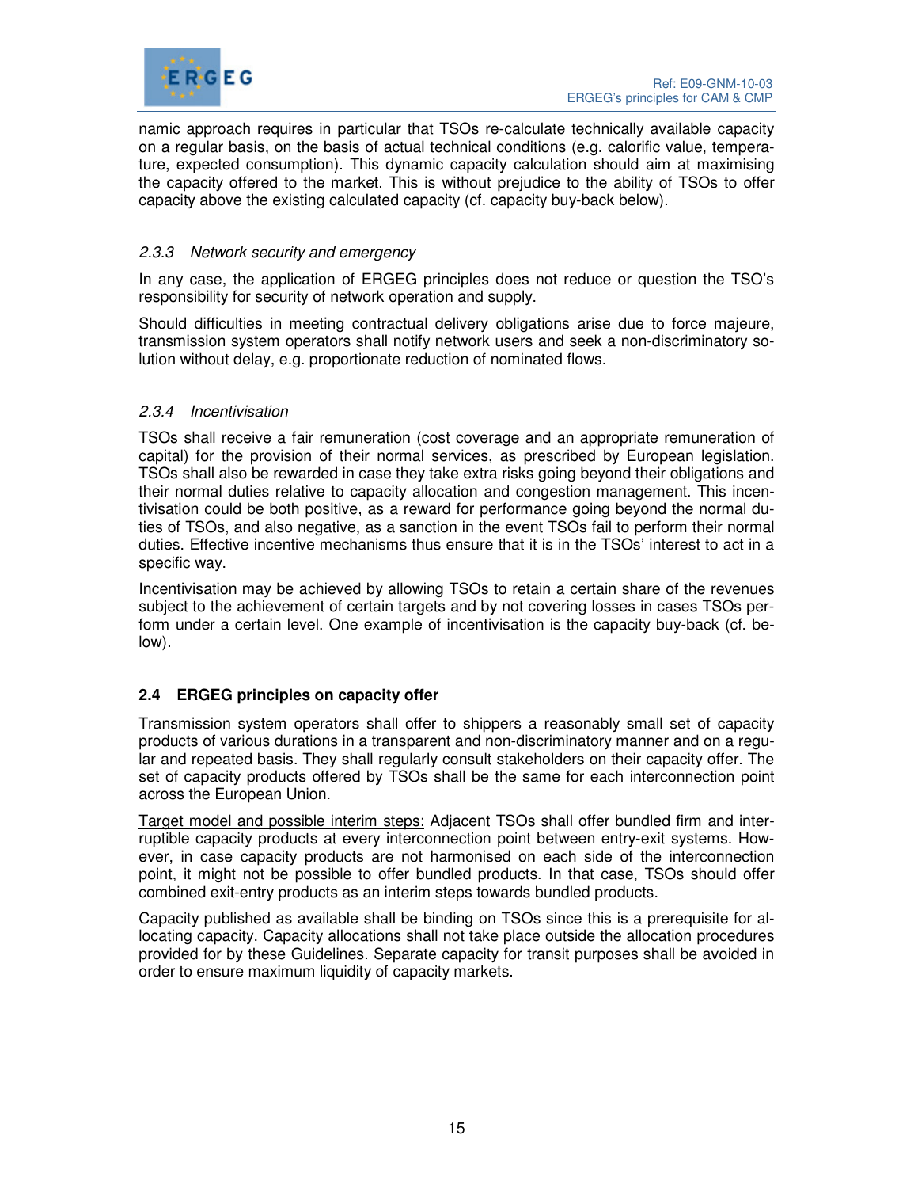namic approach requires in particular that TSOs re-calculate technically available capacity on a regular basis, on the basis of actual technical conditions (e.g. calorific value, temperature, expected consumption). This dynamic capacity calculation should aim at maximising the capacity offered to the market. This is without prejudice to the ability of TSOs to offer capacity above the existing calculated capacity (cf. capacity buy-back below).

#### *2.3.3 Network security and emergency*

In any case, the application of ERGEG principles does not reduce or question the TSO's responsibility for security of network operation and supply.

Should difficulties in meeting contractual delivery obligations arise due to force majeure, transmission system operators shall notify network users and seek a non-discriminatory solution without delay, e.g. proportionate reduction of nominated flows.

#### *2.3.4 Incentivisation*

TSOs shall receive a fair remuneration (cost coverage and an appropriate remuneration of capital) for the provision of their normal services, as prescribed by European legislation. TSOs shall also be rewarded in case they take extra risks going beyond their obligations and their normal duties relative to capacity allocation and congestion management. This incentivisation could be both positive, as a reward for performance going beyond the normal duties of TSOs, and also negative, as a sanction in the event TSOs fail to perform their normal duties. Effective incentive mechanisms thus ensure that it is in the TSOs' interest to act in a specific way.

Incentivisation may be achieved by allowing TSOs to retain a certain share of the revenues subject to the achievement of certain targets and by not covering losses in cases TSOs perform under a certain level. One example of incentivisation is the capacity buy-back (cf. below).

### 2.4 ERGEG principles on capacity offer

Transmission system operators shall offer to shippers a reasonably small set of capacity products of various durations in a transparent and non-discriminatory manner and on a regular and repeated basis. They shall regularly consult stakeholders on their capacity offer. The set of capacity products offered by TSOs shall be the same for each interconnection point across the European Union.

<u>Target model and possible interim steps:</u> Adjacent TSOs shall offer bundled firm and interruptible capacity products at every interconnection point between entry-exit systems. However, in case capacity products are not harmonised on each side of the interconnection point, it might not be possible to offer bundled products. In that case, TSOs should offer combined exit-entry products as an interim steps towards bundled products.

Capacity published as available shall be binding on TSOs since this is a prerequisite for allocating capacity. Capacity allocations shall not take place outside the allocation procedures provided for by these Guidelines. Separate capacity for transit purposes shall be avoided in order to ensure maximum liquidity of capacity markets.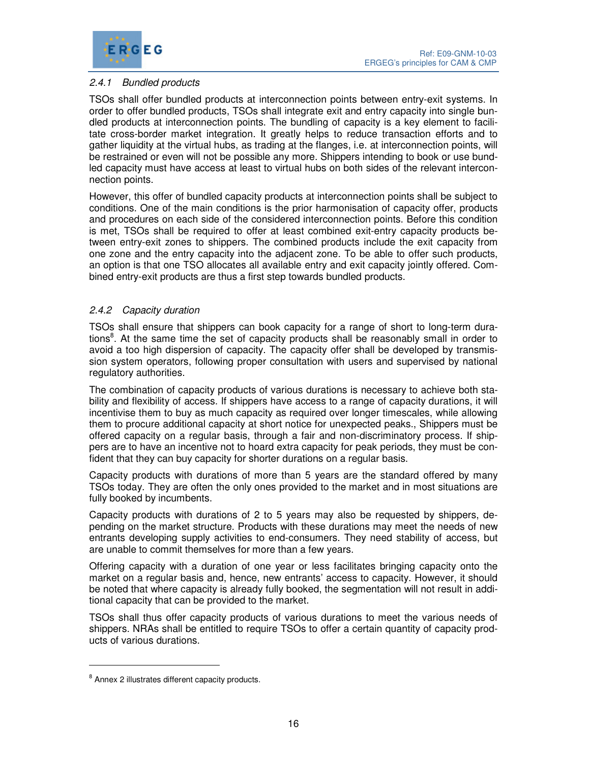### *2.4.1 Bundled products*

TSOs shall offer bundled products at interconnection points between entry-exit systems. In order to offer bundled products, TSOs shall integrate exit and entry capacity into single bundled products at interconnection points. The bundling of capacity is a key element to facilitate cross-border market integration. It greatly helps to reduce transaction efforts and to gather liquidity at the virtual hubs, as trading at the flanges, i.e. at interconnection points, will be restrained or even will not be possible any more. Shippers intending to book or use bundled capacity must have access at least to virtual hubs on both sides of the relevant interconnection points.

However, this offer of bundled capacity products at interconnection points shall be subject to conditions. One of the main conditions is the prior harmonisation of capacity offer, products and procedures on each side of the considered interconnection points. Before this condition is met, TSOs shall be required to offer at least combined exit-entry capacity products between entry-exit zones to shippers. The combined products include the exit capacity from one zone and the entry capacity into the adjacent zone. To be able to offer such products, an option is that one TSO allocates all available entry and exit capacity jointly offered. Combined entry-exit products are thus a first step towards bundled products.

### *2.4.2 Capacity duration*

TSOs shall ensure that shippers can book capacity for a range of short to long-term durations[8]. At the same time the set of capacity products shall be reasonably small in order to avoid a too high dispersion of capacity. The capacity offer shall be developed by transmission system operators, following proper consultation with users and supervised by national regulatory authorities.

The combination of capacity products of various durations is necessary to achieve both stability and flexibility of access. If shippers have access to a range of capacity durations, it will incentivise them to buy as much capacity as required over longer timescales, while allowing them to procure additional capacity at short notice for unexpected peaks., Shippers must be offered capacity on a regular basis, through a fair and non-discriminatory process. If shippers are to have an incentive not to hoard extra capacity for peak periods, they must be confident that they can buy capacity for shorter durations on a regular basis.

Capacity products with durations of more than 5 years are the standard offered by many TSOs today. They are often the only ones provided to the market and in most situations are fully booked by incumbents.

Capacity products with durations of 2 to 5 years may also be requested by shippers, depending on the market structure. Products with these durations may meet the needs of new entrants developing supply activities to end-consumers. They need stability of access, but are unable to commit themselves for more than a few years.

Offering capacity with a duration of one year or less facilitates bringing capacity onto the market on a regular basis and, hence, new entrants' access to capacity. However, it should be noted that where capacity is already fully booked, the segmentation will not result in additional capacity that can be provided to the market.

TSOs shall thus offer capacity products of various durations to meet the various needs of shippers. NRAs shall be entitled to require TSOs to offer a certain quantity of capacity products of various durations.

---

[8] Annex 2 illustrates different capacity products.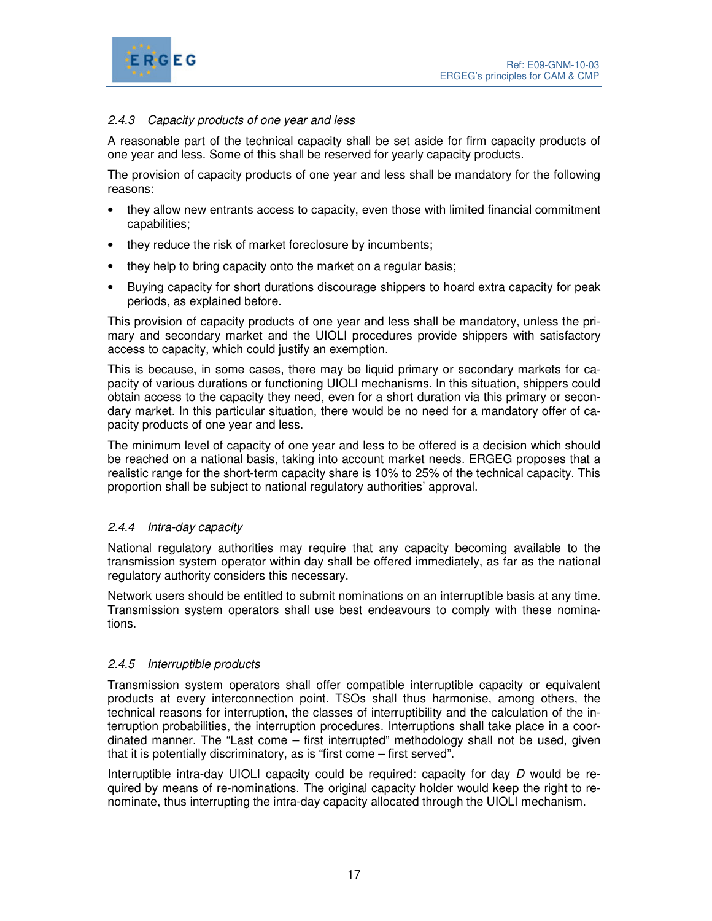### 2.4.3 *Capacity products of one year and less*

A reasonable part of the technical capacity shall be set aside for firm capacity products of one year and less. Some of this shall be reserved for yearly capacity products.

The provision of capacity products of one year and less shall be mandatory for the following reasons:

- they allow new entrants access to capacity, even those with limited financial commitment capabilities;
- they reduce the risk of market foreclosure by incumbents;
- they help to bring capacity onto the market on a regular basis;
- Buying capacity for short durations discourage shippers to hoard extra capacity for peak periods, as explained before.

This provision of capacity products of one year and less shall be mandatory, unless the primary and secondary market and the UIOLI procedures provide shippers with satisfactory access to capacity, which could justify an exemption.

This is because, in some cases, there may be liquid primary or secondary markets for capacity of various durations or functioning UIOLI mechanisms. In this situation, shippers could obtain access to the capacity they need, even for a short duration via this primary or secondary market. In this particular situation, there would be no need for a mandatory offer of capacity products of one year and less.

The minimum level of capacity of one year and less to be offered is a decision which should be reached on a national basis, taking into account market needs. ERGEG proposes that a realistic range for the short-term capacity share is 10% to 25% of the technical capacity. This proportion shall be subject to national regulatory authorities' approval.

### 2.4.4 *Intra-day capacity*

National regulatory authorities may require that any capacity becoming available to the transmission system operator within day shall be offered immediately, as far as the national regulatory authority considers this necessary.

Network users should be entitled to submit nominations on an interruptible basis at any time. Transmission system operators shall use best endeavours to comply with these nominations.

### 2.4.5 *Interruptible products*

Transmission system operators shall offer compatible interruptible capacity or equivalent products at every interconnection point. TSOs shall thus harmonise, among others, the technical reasons for interruption, the classes of interruptibility and the calculation of the interruption probabilities, the interruption procedures. Interruptions shall take place in a coordinated manner. The "Last come – first interrupted" methodology shall not be used, given that it is potentially discriminatory, as is "first come – first served".

Interruptible intra-day UIOLI capacity could be required: capacity for day *D* would be required by means of re-nominations. The original capacity holder would keep the right to re-nominate, thus interrupting the intra-day capacity allocated through the UIOLI mechanism.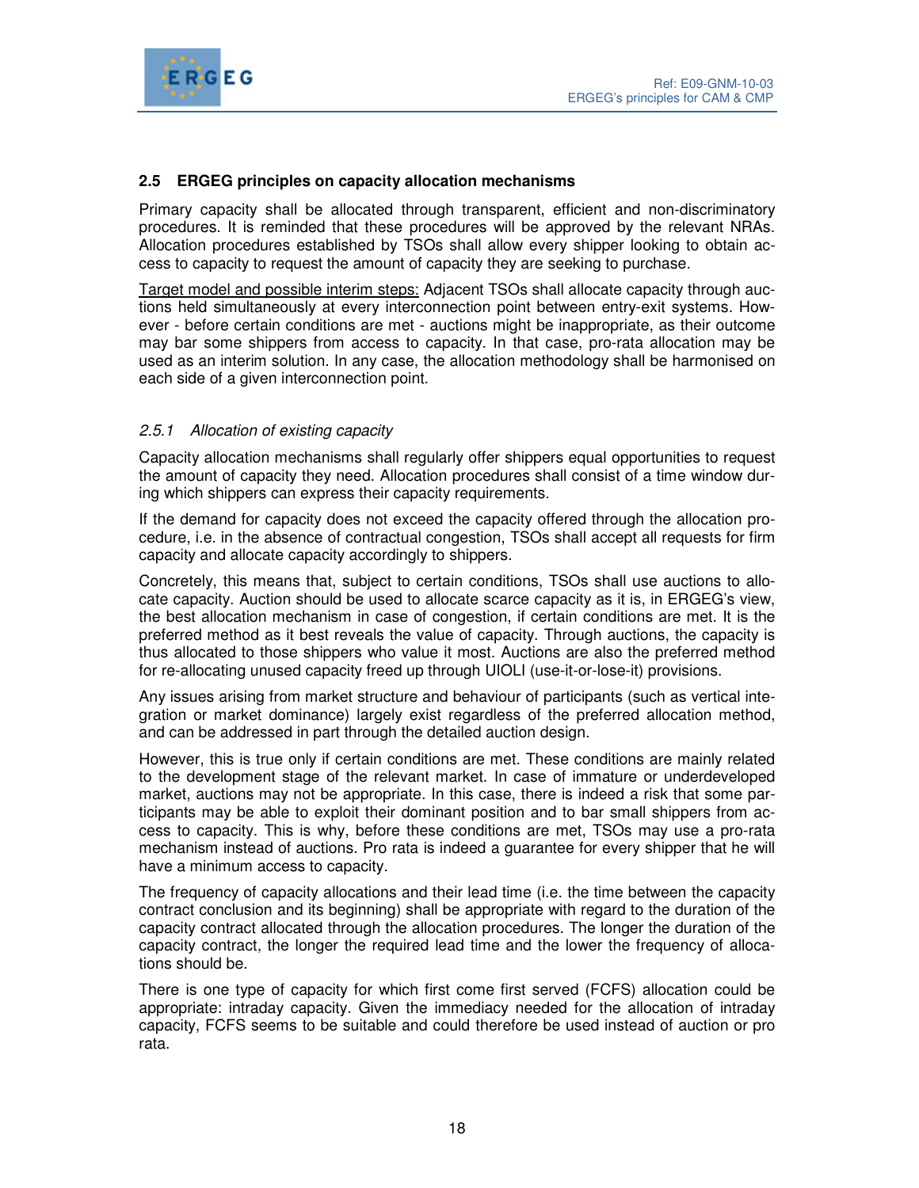## 2.5 ERGEG principles on capacity allocation mechanisms

Primary capacity shall be allocated through transparent, efficient and non-discriminatory procedures. It is reminded that these procedures will be approved by the relevant NRAs. Allocation procedures established by TSOs shall allow every shipper looking to obtain access to capacity to request the amount of capacity they are seeking to purchase.

Target model and possible interim steps: Adjacent TSOs shall allocate capacity through auctions held simultaneously at every interconnection point between entry-exit systems. However - before certain conditions are met - auctions might be inappropriate, as their outcome may bar some shippers from access to capacity. In that case, pro-rata allocation may be used as an interim solution. In any case, the allocation methodology shall be harmonised on each side of a given interconnection point.

### *2.5.1 Allocation of existing capacity*

Capacity allocation mechanisms shall regularly offer shippers equal opportunities to request the amount of capacity they need. Allocation procedures shall consist of a time window during which shippers can express their capacity requirements.

If the demand for capacity does not exceed the capacity offered through the allocation procedure, i.e. in the absence of contractual congestion, TSOs shall accept all requests for firm capacity and allocate capacity accordingly to shippers.

Concretely, this means that, subject to certain conditions, TSOs shall use auctions to allocate capacity. Auction should be used to allocate scarce capacity as it is, in ERGEG's view, the best allocation mechanism in case of congestion, if certain conditions are met. It is the preferred method as it best reveals the value of capacity. Through auctions, the capacity is thus allocated to those shippers who value it most. Auctions are also the preferred method for re-allocating unused capacity freed up through UIOLI (use-it-or-lose-it) provisions.

Any issues arising from market structure and behaviour of participants (such as vertical integration or market dominance) largely exist regardless of the preferred allocation method, and can be addressed in part through the detailed auction design.

However, this is true only if certain conditions are met. These conditions are mainly related to the development stage of the relevant market. In case of immature or underdeveloped market, auctions may not be appropriate. In this case, there is indeed a risk that some participants may be able to exploit their dominant position and to bar small shippers from access to capacity. This is why, before these conditions are met, TSOs may use a pro-rata mechanism instead of auctions. Pro rata is indeed a guarantee for every shipper that he will have a minimum access to capacity.

The frequency of capacity allocations and their lead time (i.e. the time between the capacity contract conclusion and its beginning) shall be appropriate with regard to the duration of the capacity contract allocated through the allocation procedures. The longer the duration of the capacity contract, the longer the required lead time and the lower the frequency of allocations should be.

There is one type of capacity for which first come first served (FCFS) allocation could be appropriate: intraday capacity. Given the immediacy needed for the allocation of intraday capacity, FCFS seems to be suitable and could therefore be used instead of auction or pro rata.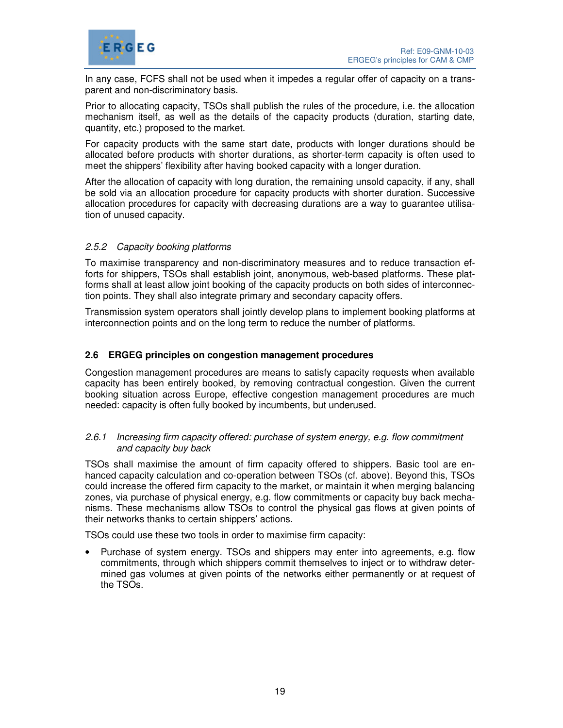In any case, FCFS shall not be used when it impedes a regular offer of capacity on a transparent and non-discriminatory basis.

Prior to allocating capacity, TSOs shall publish the rules of the procedure, i.e. the allocation mechanism itself, as well as the details of the capacity products (duration, starting date, quantity, etc.) proposed to the market.

For capacity products with the same start date, products with longer durations should be allocated before products with shorter durations, as shorter-term capacity is often used to meet the shippers' flexibility after having booked capacity with a longer duration.

After the allocation of capacity with long duration, the remaining unsold capacity, if any, shall be sold via an allocation procedure for capacity products with shorter duration. Successive allocation procedures for capacity with decreasing durations are a way to guarantee utilisation of unused capacity.

#### 2.5.2 *Capacity booking platforms*

To maximise transparency and non-discriminatory measures and to reduce transaction efforts for shippers, TSOs shall establish joint, anonymous, web-based platforms. These platforms shall at least allow joint booking of the capacity products on both sides of interconnection points. They shall also integrate primary and secondary capacity offers.

Transmission system operators shall jointly develop plans to implement booking platforms at interconnection points and on the long term to reduce the number of platforms.

### 2.6 ERGEG principles on congestion management procedures

Congestion management procedures are means to satisfy capacity requests when available capacity has been entirely booked, by removing contractual congestion. Given the current booking situation across Europe, effective congestion management procedures are much needed: capacity is often fully booked by incumbents, but underused.

#### 2.6.1 *Increasing firm capacity offered: purchase of system energy, e.g. flow commitment and capacity buy back*

TSOs shall maximise the amount of firm capacity offered to shippers. Basic tool are enhanced capacity calculation and co-operation between TSOs (cf. above). Beyond this, TSOs could increase the offered firm capacity to the market, or maintain it when merging balancing zones, via purchase of physical energy, e.g. flow commitments or capacity buy back mechanisms. These mechanisms allow TSOs to control the physical gas flows at given points of their networks thanks to certain shippers' actions.

TSOs could use these two tools in order to maximise firm capacity:

- Purchase of system energy. TSOs and shippers may enter into agreements, e.g. flow commitments, through which shippers commit themselves to inject or to withdraw determined gas volumes at given points of the networks either permanently or at request of the TSOs.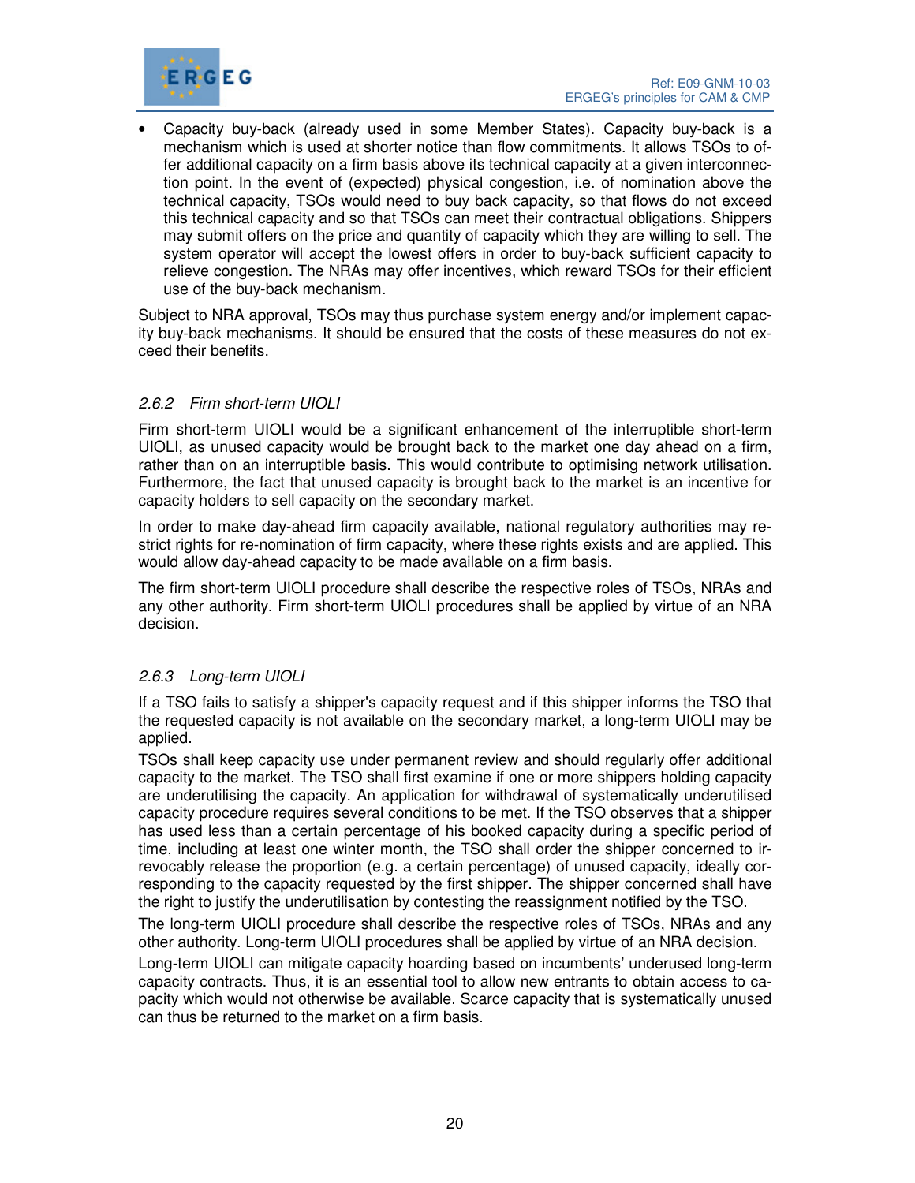- Capacity buy-back (already used in some Member States). Capacity buy-back is a mechanism which is used at shorter notice than flow commitments. It allows TSOs to offer additional capacity on a firm basis above its technical capacity at a given interconnection point. In the event of (expected) physical congestion, i.e. of nomination above the technical capacity, TSOs would need to buy back capacity, so that flows do not exceed this technical capacity and so that TSOs can meet their contractual obligations. Shippers may submit offers on the price and quantity of capacity which they are willing to sell. The system operator will accept the lowest offers in order to buy-back sufficient capacity to relieve congestion. The NRAs may offer incentives, which reward TSOs for their efficient use of the buy-back mechanism.

Subject to NRA approval, TSOs may thus purchase system energy and/or implement capacity buy-back mechanisms. It should be ensured that the costs of these measures do not exceed their benefits.

### *2.6.2 Firm short-term UIOLI*

Firm short-term UIOLI would be a significant enhancement of the interruptible short-term UIOLI, as unused capacity would be brought back to the market one day ahead on a firm, rather than on an interruptible basis. This would contribute to optimising network utilisation. Furthermore, the fact that unused capacity is brought back to the market is an incentive for capacity holders to sell capacity on the secondary market.

In order to make day-ahead firm capacity available, national regulatory authorities may restrict rights for re-nomination of firm capacity, where these rights exists and are applied. This would allow day-ahead capacity to be made available on a firm basis.

The firm short-term UIOLI procedure shall describe the respective roles of TSOs, NRAs and any other authority. Firm short-term UIOLI procedures shall be applied by virtue of an NRA decision.

### *2.6.3 Long-term UIOLI*

If a TSO fails to satisfy a shipper's capacity request and if this shipper informs the TSO that the requested capacity is not available on the secondary market, a long-term UIOLI may be applied.

TSOs shall keep capacity use under permanent review and should regularly offer additional capacity to the market. The TSO shall first examine if one or more shippers holding capacity are underutilising the capacity. An application for withdrawal of systematically underutilised capacity procedure requires several conditions to be met. If the TSO observes that a shipper has used less than a certain percentage of his booked capacity during a specific period of time, including at least one winter month, the TSO shall order the shipper concerned to irrevocably release the proportion (e.g. a certain percentage) of unused capacity, ideally corresponding to the capacity requested by the first shipper. The shipper concerned shall have the right to justify the underutilisation by contesting the reassignment notified by the TSO.

The long-term UIOLI procedure shall describe the respective roles of TSOs, NRAs and any other authority. Long-term UIOLI procedures shall be applied by virtue of an NRA decision.

Long-term UIOLI can mitigate capacity hoarding based on incumbents' underused long-term capacity contracts. Thus, it is an essential tool to allow new entrants to obtain access to capacity which would not otherwise be available. Scarce capacity that is systematically unused can thus be returned to the market on a firm basis.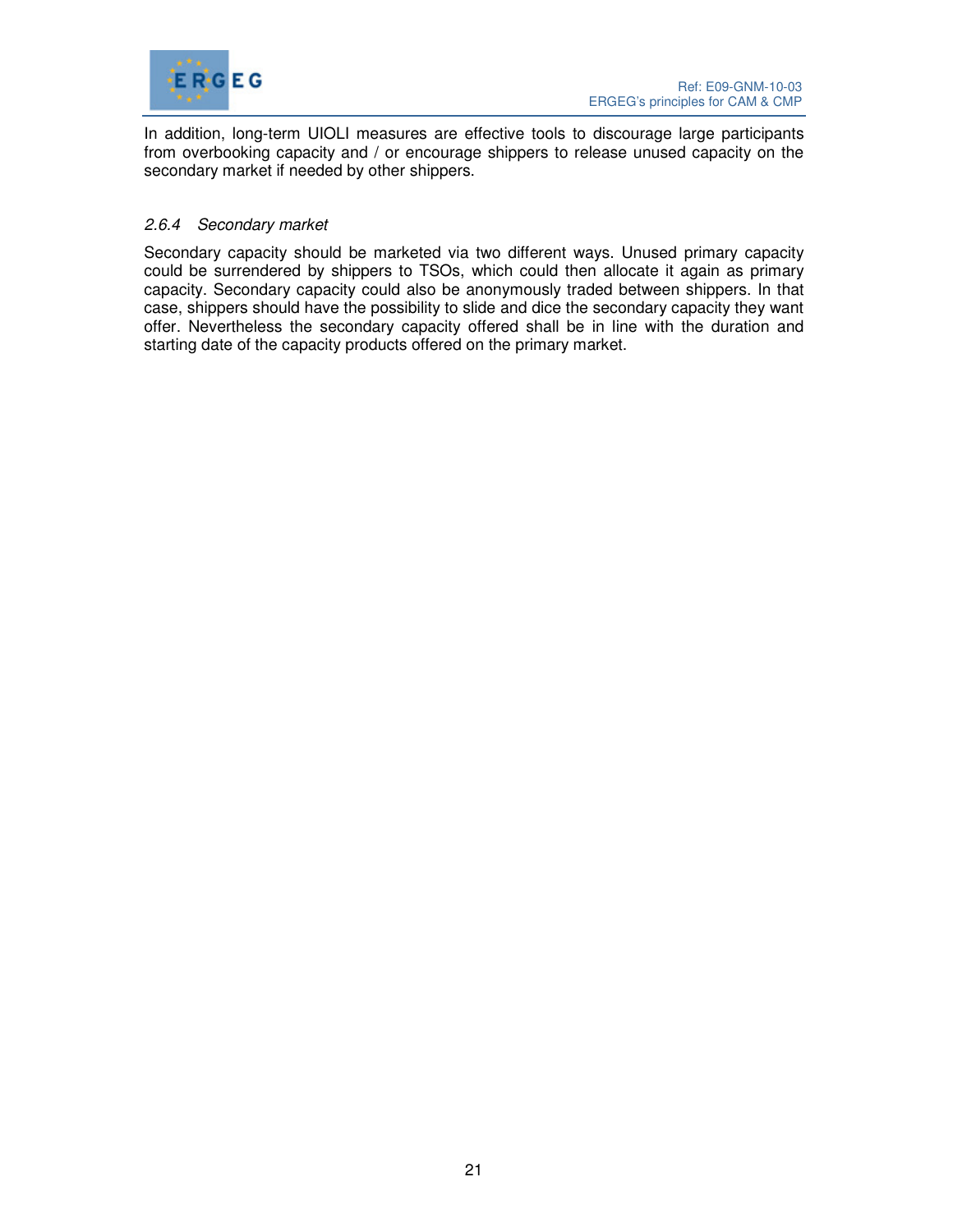In addition, long-term UIOLI measures are effective tools to discourage large participants from overbooking capacity and / or encourage shippers to release unused capacity on the secondary market if needed by other shippers.

### *2.6.4 Secondary market*

Secondary capacity should be marketed via two different ways. Unused primary capacity could be surrendered by shippers to TSOs, which could then allocate it again as primary capacity. Secondary capacity could also be anonymously traded between shippers. In that case, shippers should have the possibility to slide and dice the secondary capacity they want offer. Nevertheless the secondary capacity offered shall be in line with the duration and starting date of the capacity products offered on the primary market.